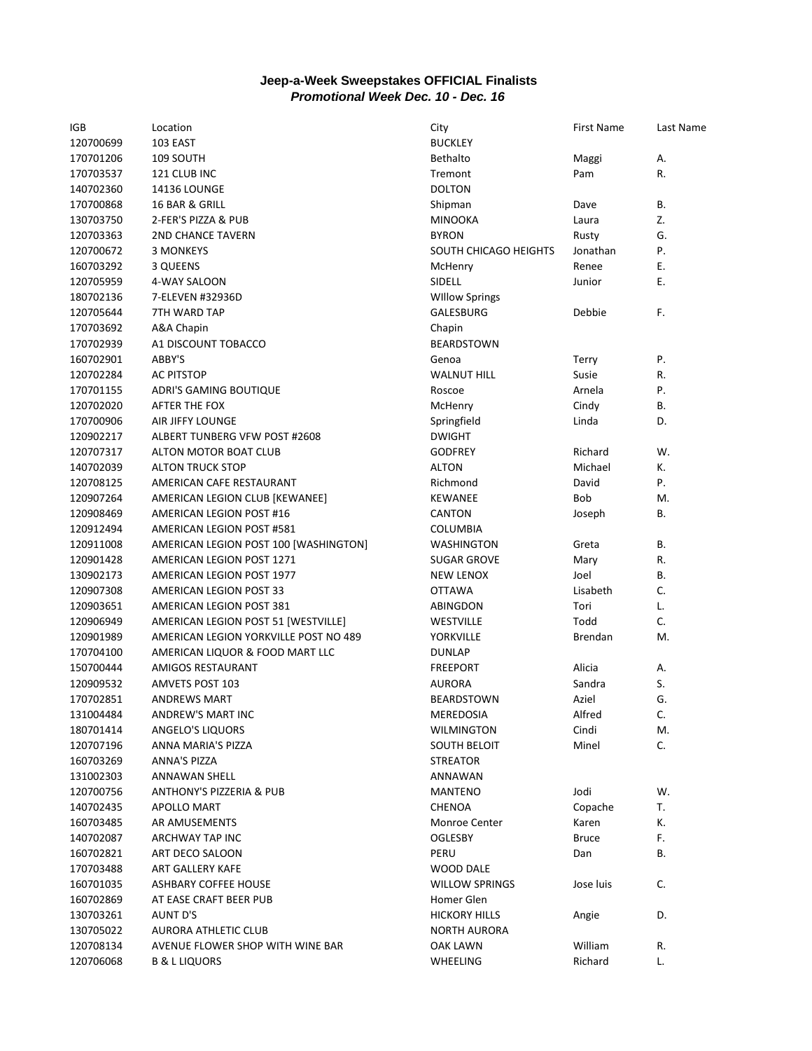# Jeep-a-Week Sweepstakes OFFICIAL Finalists

***Promotional Week Dec. 10 - Dec. 16***

| IGB | Location | City | First Name | Last Name |
|---|---|---|---|---|
| 120700699 | 103 EAST | BUCKLEY | | |
| 170701206 | 109 SOUTH | Bethalto | Maggi | A. |
| 170703537 | 121 CLUB INC | Tremont | Pam | R. |
| 140702360 | 14136 LOUNGE | DOLTON | | |
| 170700868 | 16 BAR & GRILL | Shipman | Dave | B. |
| 130703750 | 2-FER'S PIZZA & PUB | MINOOKA | Laura | Z. |
| 120703363 | 2ND CHANCE TAVERN | BYRON | Rusty | G. |
| 120700672 | 3 MONKEYS | SOUTH CHICAGO HEIGHTS | Jonathan | P. |
| 160703292 | 3 QUEENS | McHenry | Renee | E. |
| 120705959 | 4-WAY SALOON | SIDELL | Junior | E. |
| 180702136 | 7-ELEVEN #32936D | WIllow Springs | | |
| 120705644 | 7TH WARD TAP | GALESBURG | Debbie | F. |
| 170703692 | A&A Chapin | Chapin | | |
| 170702939 | A1 DISCOUNT TOBACCO | BEARDSTOWN | | |
| 160702901 | ABBY'S | Genoa | Terry | P. |
| 120702284 | AC PITSTOP | WALNUT HILL | Susie | R. |
| 170701155 | ADRI'S GAMING BOUTIQUE | Roscoe | Arnela | P. |
| 120702020 | AFTER THE FOX | McHenry | Cindy | B. |
| 170700906 | AIR JIFFY LOUNGE | Springfield | Linda | D. |
| 120902217 | ALBERT TUNBERG VFW POST #2608 | DWIGHT | | |
| 120707317 | ALTON MOTOR BOAT CLUB | GODFREY | Richard | W. |
| 140702039 | ALTON TRUCK STOP | ALTON | Michael | K. |
| 120708125 | AMERICAN CAFE RESTAURANT | Richmond | David | P. |
| 120907264 | AMERICAN LEGION CLUB [KEWANEE] | KEWANEE | Bob | M. |
| 120908469 | AMERICAN LEGION POST #16 | CANTON | Joseph | B. |
| 120912494 | AMERICAN LEGION POST #581 | COLUMBIA | | |
| 120911008 | AMERICAN LEGION POST 100 [WASHINGTON] | WASHINGTON | Greta | B. |
| 120901428 | AMERICAN LEGION POST 1271 | SUGAR GROVE | Mary | R. |
| 130902173 | AMERICAN LEGION POST 1977 | NEW LENOX | Joel | B. |
| 120907308 | AMERICAN LEGION POST 33 | OTTAWA | Lisabeth | C. |
| 120903651 | AMERICAN LEGION POST 381 | ABINGDON | Tori | L. |
| 120906949 | AMERICAN LEGION POST 51 [WESTVILLE] | WESTVILLE | Todd | C. |
| 120901989 | AMERICAN LEGION YORKVILLE POST NO 489 | YORKVILLE | Brendan | M. |
| 170704100 | AMERICAN LIQUOR & FOOD MART LLC | DUNLAP | | |
| 150700444 | AMIGOS RESTAURANT | FREEPORT | Alicia | A. |
| 120909532 | AMVETS POST 103 | AURORA | Sandra | S. |
| 170702851 | ANDREWS MART | BEARDSTOWN | Aziel | G. |
| 131004484 | ANDREW'S MART INC | MEREDOSIA | Alfred | C. |
| 180701414 | ANGELO'S LIQUORS | WILMINGTON | Cindi | M. |
| 120707196 | ANNA MARIA'S PIZZA | SOUTH BELOIT | Minel | C. |
| 160703269 | ANNA'S PIZZA | STREATOR | | |
| 131002303 | ANNAWAN SHELL | ANNAWAN | | |
| 120700756 | ANTHONY'S PIZZERIA & PUB | MANTENO | Jodi | W. |
| 140702435 | APOLLO MART | CHENOA | Copache | T. |
| 160703485 | AR AMUSEMENTS | Monroe Center | Karen | K. |
| 140702087 | ARCHWAY TAP INC | OGLESBY | Bruce | F. |
| 160702821 | ART DECO SALOON | PERU | Dan | B. |
| 170703488 | ART GALLERY KAFE | WOOD DALE | | |
| 160701035 | ASHBARY COFFEE HOUSE | WILLOW SPRINGS | Jose luis | C. |
| 160702869 | AT EASE CRAFT BEER PUB | Homer Glen | | |
| 130703261 | AUNT D'S | HICKORY HILLS | Angie | D. |
| 130705022 | AURORA ATHLETIC CLUB | NORTH AURORA | | |
| 120708134 | AVENUE FLOWER SHOP WITH WINE BAR | OAK LAWN | William | R. |
| 120706068 | B & L LIQUORS | WHEELING | Richard | L. |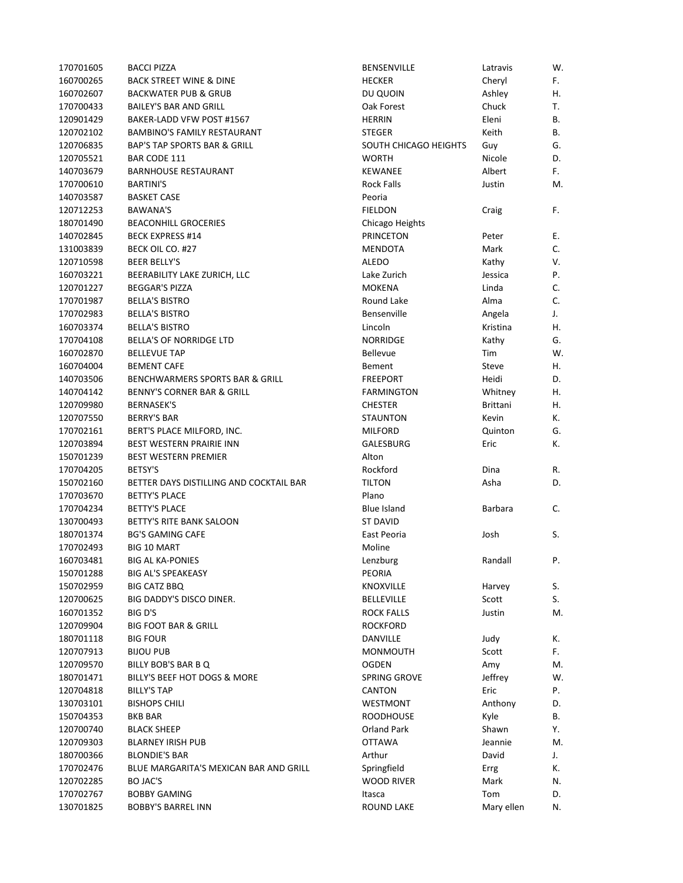| | | | | |
|---|---|---|---|---|
| 170701605 | BACCI PIZZA | BENSENVILLE | Latravis | W. |
| 160700265 | BACK STREET WINE & DINE | HECKER | Cheryl | F. |
| 160702607 | BACKWATER PUB & GRUB | DU QUOIN | Ashley | H. |
| 170700433 | BAILEY'S BAR AND GRILL | Oak Forest | Chuck | T. |
| 120901429 | BAKER-LADD VFW POST #1567 | HERRIN | Eleni | B. |
| 120702102 | BAMBINO'S FAMILY RESTAURANT | STEGER | Keith | B. |
| 120706835 | BAP'S TAP SPORTS BAR & GRILL | SOUTH CHICAGO HEIGHTS | Guy | G. |
| 120705521 | BAR CODE 111 | WORTH | Nicole | D. |
| 140703679 | BARNHOUSE RESTAURANT | KEWANEE | Albert | F. |
| 170700610 | BARTINI'S | Rock Falls | Justin | M. |
| 140703587 | BASKET CASE | Peoria | | |
| 120712253 | BAWANA'S | FIELDON | Craig | F. |
| 180701490 | BEACONHILL GROCERIES | Chicago Heights | | |
| 140702845 | BECK EXPRESS #14 | PRINCETON | Peter | E. |
| 131003839 | BECK OIL CO. #27 | MENDOTA | Mark | C. |
| 120710598 | BEER BELLY'S | ALEDO | Kathy | V. |
| 160703221 | BEERABILITY LAKE ZURICH, LLC | Lake Zurich | Jessica | P. |
| 120701227 | BEGGAR'S PIZZA | MOKENA | Linda | C. |
| 170701987 | BELLA'S BISTRO | Round Lake | Alma | C. |
| 170702983 | BELLA'S BISTRO | Bensenville | Angela | J. |
| 160703374 | BELLA'S BISTRO | Lincoln | Kristina | H. |
| 170704108 | BELLA'S OF NORRIDGE LTD | NORRIDGE | Kathy | G. |
| 160702870 | BELLEVUE TAP | Bellevue | Tim | W. |
| 160704004 | BEMENT CAFE | Bement | Steve | H. |
| 140703506 | BENCHWARMERS SPORTS BAR & GRILL | FREEPORT | Heidi | D. |
| 140704142 | BENNY'S CORNER BAR & GRILL | FARMINGTON | Whitney | H. |
| 120709980 | BERNASEK'S | CHESTER | Brittani | H. |
| 120707550 | BERRY'S BAR | STAUNTON | Kevin | K. |
| 170702161 | BERT'S PLACE MILFORD, INC. | MILFORD | Quinton | G. |
| 120703894 | BEST WESTERN PRAIRIE INN | GALESBURG | Eric | K. |
| 150701239 | BEST WESTERN PREMIER | Alton | | |
| 170704205 | BETSY'S | Rockford | Dina | R. |
| 150702160 | BETTER DAYS DISTILLING AND COCKTAIL BAR | TILTON | Asha | D. |
| 170703670 | BETTY'S PLACE | Plano | | |
| 170704234 | BETTY'S PLACE | Blue Island | Barbara | C. |
| 130700493 | BETTY'S RITE BANK SALOON | ST DAVID | | |
| 180701374 | BG'S GAMING CAFE | East Peoria | Josh | S. |
| 170702493 | BIG 10 MART | Moline | | |
| 160703481 | BIG AL KA-PONIES | Lenzburg | Randall | P. |
| 150701288 | BIG AL'S SPEAKEASY | PEORIA | | |
| 150702959 | BIG CATZ BBQ | KNOXVILLE | Harvey | S. |
| 120700625 | BIG DADDY'S DISCO DINER. | BELLEVILLE | Scott | S. |
| 160701352 | BIG D'S | ROCK FALLS | Justin | M. |
| 120709904 | BIG FOOT BAR & GRILL | ROCKFORD | | |
| 180701118 | BIG FOUR | DANVILLE | Judy | K. |
| 120707913 | BIJOU PUB | MONMOUTH | Scott | F. |
| 120709570 | BILLY BOB'S BAR B Q | OGDEN | Amy | M. |
| 180701471 | BILLY'S BEEF HOT DOGS & MORE | SPRING GROVE | Jeffrey | W. |
| 120704818 | BILLY'S TAP | CANTON | Eric | P. |
| 130703101 | BISHOPS CHILI | WESTMONT | Anthony | D. |
| 150704353 | BKB BAR | ROODHOUSE | Kyle | B. |
| 120700740 | BLACK SHEEP | Orland Park | Shawn | Y. |
| 120709303 | BLARNEY IRISH PUB | OTTAWA | Jeannie | M. |
| 180700366 | BLONDIE'S BAR | Arthur | David | J. |
| 170702476 | BLUE MARGARITA'S MEXICAN BAR AND GRILL | Springfield | Errg | K. |
| 120702285 | BO JAC'S | WOOD RIVER | Mark | N. |
| 170702767 | BOBBY GAMING | Itasca | Tom | D. |
| 130701825 | BOBBY'S BARREL INN | ROUND LAKE | Mary ellen | N. |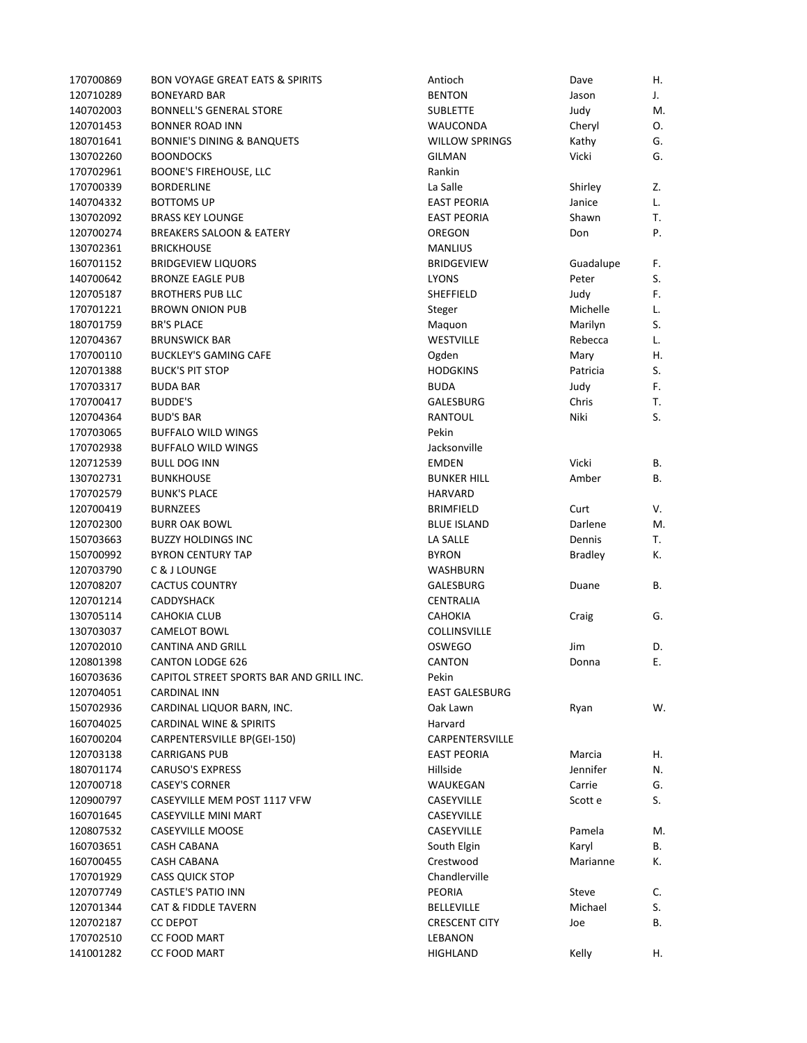| | | | | |
|---|---|---|---|---|
| 170700869 | BON VOYAGE GREAT EATS & SPIRITS | Antioch | Dave | H. |
| 120710289 | BONEYARD BAR | BENTON | Jason | J. |
| 140702003 | BONNELL'S GENERAL STORE | SUBLETTE | Judy | M. |
| 120701453 | BONNER ROAD INN | WAUCONDA | Cheryl | O. |
| 180701641 | BONNIE'S DINING & BANQUETS | WILLOW SPRINGS | Kathy | G. |
| 130702260 | BOONDOCKS | GILMAN | Vicki | G. |
| 170702961 | BOONE'S FIREHOUSE, LLC | Rankin | | |
| 170700339 | BORDERLINE | La Salle | Shirley | Z. |
| 140704332 | BOTTOMS UP | EAST PEORIA | Janice | L. |
| 130702092 | BRASS KEY LOUNGE | EAST PEORIA | Shawn | T. |
| 120700274 | BREAKERS SALOON & EATERY | OREGON | Don | P. |
| 130702361 | BRICKHOUSE | MANLIUS | | |
| 160701152 | BRIDGEVIEW LIQUORS | BRIDGEVIEW | Guadalupe | F. |
| 140700642 | BRONZE EAGLE PUB | LYONS | Peter | S. |
| 120705187 | BROTHERS PUB LLC | SHEFFIELD | Judy | F. |
| 170701221 | BROWN ONION PUB | Steger | Michelle | L. |
| 180701759 | BR'S PLACE | Maquon | Marilyn | S. |
| 120704367 | BRUNSWICK BAR | WESTVILLE | Rebecca | L. |
| 170700110 | BUCKLEY'S GAMING CAFE | Ogden | Mary | H. |
| 120701388 | BUCK'S PIT STOP | HODGKINS | Patricia | S. |
| 170703317 | BUDA BAR | BUDA | Judy | F. |
| 170700417 | BUDDE'S | GALESBURG | Chris | T. |
| 120704364 | BUD'S BAR | RANTOUL | Niki | S. |
| 170703065 | BUFFALO WILD WINGS | Pekin | | |
| 170702938 | BUFFALO WILD WINGS | Jacksonville | | |
| 120712539 | BULL DOG INN | EMDEN | Vicki | B. |
| 130702731 | BUNKHOUSE | BUNKER HILL | Amber | B. |
| 170702579 | BUNK'S PLACE | HARVARD | | |
| 120700419 | BURNZEES | BRIMFIELD | Curt | V. |
| 120702300 | BURR OAK BOWL | BLUE ISLAND | Darlene | M. |
| 150703663 | BUZZY HOLDINGS INC | LA SALLE | Dennis | T. |
| 150700992 | BYRON CENTURY TAP | BYRON | Bradley | K. |
| 120703790 | C & J LOUNGE | WASHBURN | | |
| 120708207 | CACTUS COUNTRY | GALESBURG | Duane | B. |
| 120701214 | CADDYSHACK | CENTRALIA | | |
| 130705114 | CAHOKIA CLUB | CAHOKIA | Craig | G. |
| 130703037 | CAMELOT BOWL | COLLINSVILLE | | |
| 120702010 | CANTINA AND GRILL | OSWEGO | Jim | D. |
| 120801398 | CANTON LODGE 626 | CANTON | Donna | E. |
| 160703636 | CAPITOL STREET SPORTS BAR AND GRILL INC. | Pekin | | |
| 120704051 | CARDINAL INN | EAST GALESBURG | | |
| 150702936 | CARDINAL LIQUOR BARN, INC. | Oak Lawn | Ryan | W. |
| 160704025 | CARDINAL WINE & SPIRITS | Harvard | | |
| 160700204 | CARPENTERSVILLE BP(GEI-150) | CARPENTERSVILLE | | |
| 120703138 | CARRIGANS PUB | EAST PEORIA | Marcia | H. |
| 180701174 | CARUSO'S EXPRESS | Hillside | Jennifer | N. |
| 120700718 | CASEY'S CORNER | WAUKEGAN | Carrie | G. |
| 120900797 | CASEYVILLE MEM POST 1117 VFW | CASEYVILLE | Scott e | S. |
| 160701645 | CASEYVILLE MINI MART | CASEYVILLE | | |
| 120807532 | CASEYVILLE MOOSE | CASEYVILLE | Pamela | M. |
| 160703651 | CASH CABANA | South Elgin | Karyl | B. |
| 160700455 | CASH CABANA | Crestwood | Marianne | K. |
| 170701929 | CASS QUICK STOP | Chandlerville | | |
| 120707749 | CASTLE'S PATIO INN | PEORIA | Steve | C. |
| 120701344 | CAT & FIDDLE TAVERN | BELLEVILLE | Michael | S. |
| 120702187 | CC DEPOT | CRESCENT CITY | Joe | B. |
| 170702510 | CC FOOD MART | LEBANON | | |
| 141001282 | CC FOOD MART | HIGHLAND | Kelly | H. |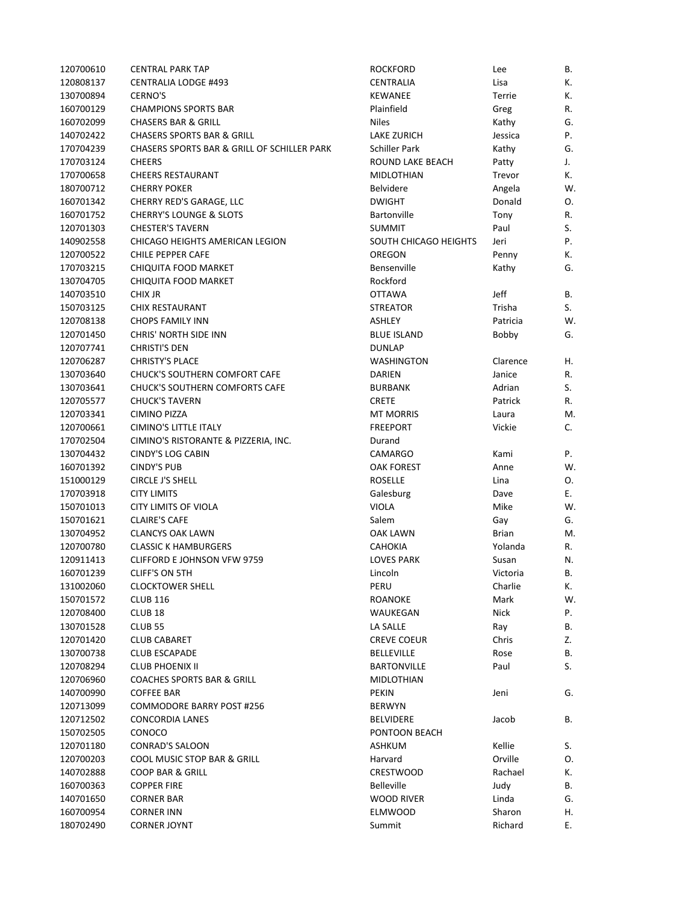| | | | | |
|---|---|---|---|---|
| 120700610 | CENTRAL PARK TAP | ROCKFORD | Lee | B. |
| 120808137 | CENTRALIA LODGE #493 | CENTRALIA | Lisa | K. |
| 130700894 | CERNO'S | KEWANEE | Terrie | K. |
| 160700129 | CHAMPIONS SPORTS BAR | Plainfield | Greg | R. |
| 160702099 | CHASERS BAR & GRILL | Niles | Kathy | G. |
| 140702422 | CHASERS SPORTS BAR & GRILL | LAKE ZURICH | Jessica | P. |
| 170704239 | CHASERS SPORTS BAR & GRILL OF SCHILLER PARK | Schiller Park | Kathy | G. |
| 170703124 | CHEERS | ROUND LAKE BEACH | Patty | J. |
| 170700658 | CHEERS RESTAURANT | MIDLOTHIAN | Trevor | K. |
| 180700712 | CHERRY POKER | Belvidere | Angela | W. |
| 160701342 | CHERRY RED'S GARAGE, LLC | DWIGHT | Donald | O. |
| 160701752 | CHERRY'S LOUNGE & SLOTS | Bartonville | Tony | R. |
| 120701303 | CHESTER'S TAVERN | SUMMIT | Paul | S. |
| 140902558 | CHICAGO HEIGHTS AMERICAN LEGION | SOUTH CHICAGO HEIGHTS | Jeri | P. |
| 120700522 | CHILE PEPPER CAFE | OREGON | Penny | K. |
| 170703215 | CHIQUITA FOOD MARKET | Bensenville | Kathy | G. |
| 130704705 | CHIQUITA FOOD MARKET | Rockford | | |
| 140703510 | CHIX JR | OTTAWA | Jeff | B. |
| 150703125 | CHIX RESTAURANT | STREATOR | Trisha | S. |
| 120708138 | CHOPS FAMILY INN | ASHLEY | Patricia | W. |
| 120701450 | CHRIS' NORTH SIDE INN | BLUE ISLAND | Bobby | G. |
| 120707741 | CHRISTI'S DEN | DUNLAP | | |
| 120706287 | CHRISTY'S PLACE | WASHINGTON | Clarence | H. |
| 130703640 | CHUCK'S SOUTHERN COMFORT CAFE | DARIEN | Janice | R. |
| 130703641 | CHUCK'S SOUTHERN COMFORTS CAFE | BURBANK | Adrian | S. |
| 120705577 | CHUCK'S TAVERN | CRETE | Patrick | R. |
| 120703341 | CIMINO PIZZA | MT MORRIS | Laura | M. |
| 120700661 | CIMINO'S LITTLE ITALY | FREEPORT | Vickie | C. |
| 170702504 | CIMINO'S RISTORANTE & PIZZERIA, INC. | Durand | | |
| 130704432 | CINDY'S LOG CABIN | CAMARGO | Kami | P. |
| 160701392 | CINDY'S PUB | OAK FOREST | Anne | W. |
| 151000129 | CIRCLE J'S SHELL | ROSELLE | Lina | O. |
| 170703918 | CITY LIMITS | Galesburg | Dave | E. |
| 150701013 | CITY LIMITS OF VIOLA | VIOLA | Mike | W. |
| 150701621 | CLAIRE'S CAFE | Salem | Gay | G. |
| 130704952 | CLANCYS OAK LAWN | OAK LAWN | Brian | M. |
| 120700780 | CLASSIC K HAMBURGERS | CAHOKIA | Yolanda | R. |
| 120911413 | CLIFFORD E JOHNSON VFW 9759 | LOVES PARK | Susan | N. |
| 160701239 | CLIFF'S ON 5TH | Lincoln | Victoria | B. |
| 131002060 | CLOCKTOWER SHELL | PERU | Charlie | K. |
| 150701572 | CLUB 116 | ROANOKE | Mark | W. |
| 120708400 | CLUB 18 | WAUKEGAN | Nick | P. |
| 130701528 | CLUB 55 | LA SALLE | Ray | B. |
| 120701420 | CLUB CABARET | CREVE COEUR | Chris | Z. |
| 130700738 | CLUB ESCAPADE | BELLEVILLE | Rose | B. |
| 120708294 | CLUB PHOENIX II | BARTONVILLE | Paul | S. |
| 120706960 | COACHES SPORTS BAR & GRILL | MIDLOTHIAN | | |
| 140700990 | COFFEE BAR | PEKIN | Jeni | G. |
| 120713099 | COMMODORE BARRY POST #256 | BERWYN | | |
| 120712502 | CONCORDIA LANES | BELVIDERE | Jacob | B. |
| 150702505 | CONOCO | PONTOON BEACH | | |
| 120701180 | CONRAD'S SALOON | ASHKUM | Kellie | S. |
| 120700203 | COOL MUSIC STOP BAR & GRILL | Harvard | Orville | O. |
| 140702888 | COOP BAR & GRILL | CRESTWOOD | Rachael | K. |
| 160700363 | COPPER FIRE | Belleville | Judy | B. |
| 140701650 | CORNER BAR | WOOD RIVER | Linda | G. |
| 160700954 | CORNER INN | ELMWOOD | Sharon | H. |
| 180702490 | CORNER JOYNT | Summit | Richard | E. |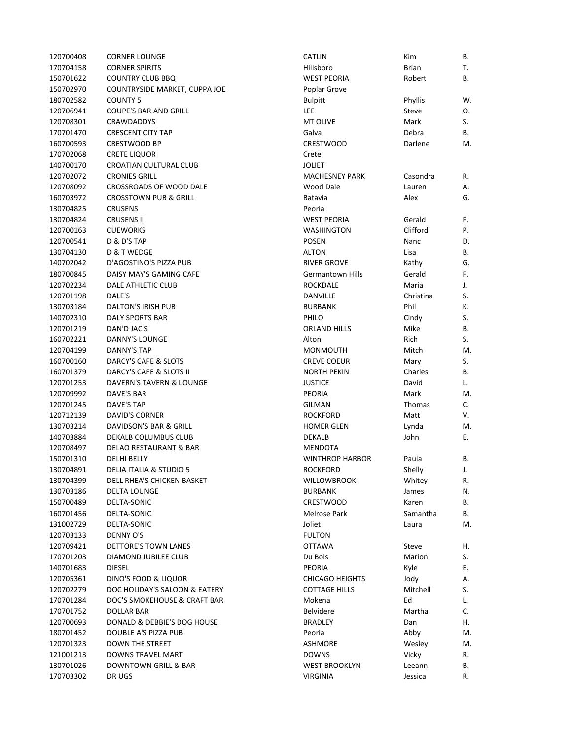| | | | | |
|---|---|---|---|---|
| 120700408 | CORNER LOUNGE | CATLIN | Kim | B. |
| 170704158 | CORNER SPIRITS | Hillsboro | Brian | T. |
| 150701622 | COUNTRY CLUB BBQ | WEST PEORIA | Robert | B. |
| 150702970 | COUNTRYSIDE MARKET, CUPPA JOE | Poplar Grove | | |
| 180702582 | COUNTY 5 | Bulpitt | Phyllis | W. |
| 120706941 | COUPE'S BAR AND GRILL | LEE | Steve | O. |
| 120708301 | CRAWDADDYS | MT OLIVE | Mark | S. |
| 170701470 | CRESCENT CITY TAP | Galva | Debra | B. |
| 160700593 | CRESTWOOD BP | CRESTWOOD | Darlene | M. |
| 170702068 | CRETE LIQUOR | Crete | | |
| 140700170 | CROATIAN CULTURAL CLUB | JOLIET | | |
| 120702072 | CRONIES GRILL | MACHESNEY PARK | Casondra | R. |
| 120708092 | CROSSROADS OF WOOD DALE | Wood Dale | Lauren | A. |
| 160703972 | CROSSTOWN PUB & GRILL | Batavia | Alex | G. |
| 130704825 | CRUSENS | Peoria | | |
| 130704824 | CRUSENS II | WEST PEORIA | Gerald | F. |
| 120700163 | CUEWORKS | WASHINGTON | Clifford | P. |
| 120700541 | D & D'S TAP | POSEN | Nanc | D. |
| 130704130 | D & T WEDGE | ALTON | Lisa | B. |
| 140702042 | D'AGOSTINO'S PIZZA PUB | RIVER GROVE | Kathy | G. |
| 180700845 | DAISY MAY'S GAMING CAFE | Germantown Hills | Gerald | F. |
| 120702234 | DALE ATHLETIC CLUB | ROCKDALE | Maria | J. |
| 120701198 | DALE'S | DANVILLE | Christina | S. |
| 130703184 | DALTON'S IRISH PUB | BURBANK | Phil | K. |
| 140702310 | DALY SPORTS BAR | PHILO | Cindy | S. |
| 120701219 | DAN'D JAC'S | ORLAND HILLS | Mike | B. |
| 160702221 | DANNY'S LOUNGE | Alton | Rich | S. |
| 120704199 | DANNY'S TAP | MONMOUTH | Mitch | M. |
| 160700160 | DARCY'S CAFE & SLOTS | CREVE COEUR | Mary | S. |
| 160701379 | DARCY'S CAFE & SLOTS II | NORTH PEKIN | Charles | B. |
| 120701253 | DAVERN'S TAVERN & LOUNGE | JUSTICE | David | L. |
| 120709992 | DAVE'S BAR | PEORIA | Mark | M. |
| 120701245 | DAVE'S TAP | GILMAN | Thomas | C. |
| 120712139 | DAVID'S CORNER | ROCKFORD | Matt | V. |
| 130703214 | DAVIDSON'S BAR & GRILL | HOMER GLEN | Lynda | M. |
| 140703884 | DEKALB COLUMBUS CLUB | DEKALB | John | E. |
| 120708497 | DELAO RESTAURANT & BAR | MENDOTA | | |
| 150701310 | DELHI BELLY | WINTHROP HARBOR | Paula | B. |
| 130704891 | DELIA ITALIA & STUDIO 5 | ROCKFORD | Shelly | J. |
| 130704399 | DELL RHEA'S CHICKEN BASKET | WILLOWBROOK | Whitey | R. |
| 130703186 | DELTA LOUNGE | BURBANK | James | N. |
| 150700489 | DELTA-SONIC | CRESTWOOD | Karen | B. |
| 160701456 | DELTA-SONIC | Melrose Park | Samantha | B. |
| 131002729 | DELTA-SONIC | Joliet | Laura | M. |
| 120703133 | DENNY O'S | FULTON | | |
| 120709421 | DETTORE'S TOWN LANES | OTTAWA | Steve | H. |
| 170701203 | DIAMOND JUBILEE CLUB | Du Bois | Marion | S. |
| 140701683 | DIESEL | PEORIA | Kyle | E. |
| 120705361 | DINO'S FOOD & LIQUOR | CHICAGO HEIGHTS | Jody | A. |
| 120702279 | DOC HOLIDAY'S SALOON & EATERY | COTTAGE HILLS | Mitchell | S. |
| 170701284 | DOC'S SMOKEHOUSE & CRAFT BAR | Mokena | Ed | L. |
| 170701752 | DOLLAR BAR | Belvidere | Martha | C. |
| 120700693 | DONALD & DEBBIE'S DOG HOUSE | BRADLEY | Dan | H. |
| 180701452 | DOUBLE A'S PIZZA PUB | Peoria | Abby | M. |
| 120701323 | DOWN THE STREET | ASHMORE | Wesley | M. |
| 121001213 | DOWNS TRAVEL MART | DOWNS | Vicky | R. |
| 130701026 | DOWNTOWN GRILL & BAR | WEST BROOKLYN | Leeann | B. |
| 170703302 | DR UGS | VIRGINIA | Jessica | R. |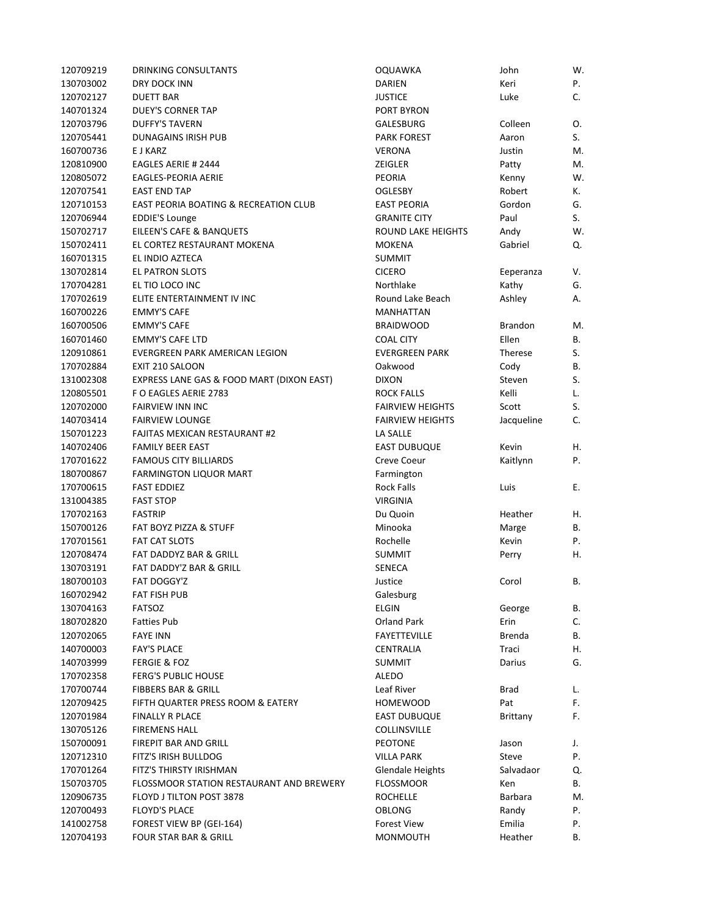| | | | | |
|---|---|---|---|---|
| 120709219 | DRINKING CONSULTANTS | OQUAWKA | John | W. |
| 130703002 | DRY DOCK INN | DARIEN | Keri | P. |
| 120702127 | DUETT BAR | JUSTICE | Luke | C. |
| 140701324 | DUEY'S CORNER TAP | PORT BYRON | | |
| 120703796 | DUFFY'S TAVERN | GALESBURG | Colleen | O. |
| 120705441 | DUNAGAINS IRISH PUB | PARK FOREST | Aaron | S. |
| 160700736 | E J KARZ | VERONA | Justin | M. |
| 120810900 | EAGLES AERIE # 2444 | ZEIGLER | Patty | M. |
| 120805072 | EAGLES-PEORIA AERIE | PEORIA | Kenny | W. |
| 120707541 | EAST END TAP | OGLESBY | Robert | K. |
| 120710153 | EAST PEORIA BOATING & RECREATION CLUB | EAST PEORIA | Gordon | G. |
| 120706944 | EDDIE'S Lounge | GRANITE CITY | Paul | S. |
| 150702717 | EILEEN'S CAFE & BANQUETS | ROUND LAKE HEIGHTS | Andy | W. |
| 150702411 | EL CORTEZ RESTAURANT MOKENA | MOKENA | Gabriel | Q. |
| 160701315 | EL INDIO AZTECA | SUMMIT | | |
| 130702814 | EL PATRON SLOTS | CICERO | Eeperanza | V. |
| 170704281 | EL TIO LOCO INC | Northlake | Kathy | G. |
| 170702619 | ELITE ENTERTAINMENT IV INC | Round Lake Beach | Ashley | A. |
| 160700226 | EMMY'S CAFE | MANHATTAN | | |
| 160700506 | EMMY'S CAFE | BRAIDWOOD | Brandon | M. |
| 160701460 | EMMY'S CAFE LTD | COAL CITY | Ellen | B. |
| 120910861 | EVERGREEN PARK AMERICAN LEGION | EVERGREEN PARK | Therese | S. |
| 170702884 | EXIT 210 SALOON | Oakwood | Cody | B. |
| 131002308 | EXPRESS LANE GAS & FOOD MART (DIXON EAST) | DIXON | Steven | S. |
| 120805501 | F O EAGLES AERIE 2783 | ROCK FALLS | Kelli | L. |
| 120702000 | FAIRVIEW INN INC | FAIRVIEW HEIGHTS | Scott | S. |
| 140703414 | FAIRVIEW LOUNGE | FAIRVIEW HEIGHTS | Jacqueline | C. |
| 150701223 | FAJITAS MEXICAN RESTAURANT #2 | LA SALLE | | |
| 140702406 | FAMILY BEER EAST | EAST DUBUQUE | Kevin | H. |
| 170701622 | FAMOUS CITY BILLIARDS | Creve Coeur | Kaitlynn | P. |
| 180700867 | FARMINGTON LIQUOR MART | Farmington | | |
| 170700615 | FAST EDDIEZ | Rock Falls | Luis | E. |
| 131004385 | FAST STOP | VIRGINIA | | |
| 170702163 | FASTRIP | Du Quoin | Heather | H. |
| 150700126 | FAT BOYZ PIZZA & STUFF | Minooka | Marge | B. |
| 170701561 | FAT CAT SLOTS | Rochelle | Kevin | P. |
| 120708474 | FAT DADDYZ BAR & GRILL | SUMMIT | Perry | H. |
| 130703191 | FAT DADDY'Z BAR & GRILL | SENECA | | |
| 180700103 | FAT DOGGY'Z | Justice | Corol | B. |
| 160702942 | FAT FISH PUB | Galesburg | | |
| 130704163 | FATSOZ | ELGIN | George | B. |
| 180702820 | Fatties Pub | Orland Park | Erin | C. |
| 120702065 | FAYE INN | FAYETTEVILLE | Brenda | B. |
| 140700003 | FAY'S PLACE | CENTRALIA | Traci | H. |
| 140703999 | FERGIE & FOZ | SUMMIT | Darius | G. |
| 170702358 | FERG'S PUBLIC HOUSE | ALEDO | | |
| 170700744 | FIBBERS BAR & GRILL | Leaf River | Brad | L. |
| 120709425 | FIFTH QUARTER PRESS ROOM & EATERY | HOMEWOOD | Pat | F. |
| 120701984 | FINALLY R PLACE | EAST DUBUQUE | Brittany | F. |
| 130705126 | FIREMENS HALL | COLLINSVILLE | | |
| 150700091 | FIREPIT BAR AND GRILL | PEOTONE | Jason | J. |
| 120712310 | FITZ'S IRISH BULLDOG | VILLA PARK | Steve | P. |
| 170701264 | FITZ'S THIRSTY IRISHMAN | Glendale Heights | Salvadaor | Q. |
| 150703705 | FLOSSMOOR STATION RESTAURANT AND BREWERY | FLOSSMOOR | Ken | B. |
| 120906735 | FLOYD J TILTON POST 3878 | ROCHELLE | Barbara | M. |
| 120700493 | FLOYD'S PLACE | OBLONG | Randy | P. |
| 141002758 | FOREST VIEW BP (GEI-164) | Forest View | Emilia | P. |
| 120704193 | FOUR STAR BAR & GRILL | MONMOUTH | Heather | B. |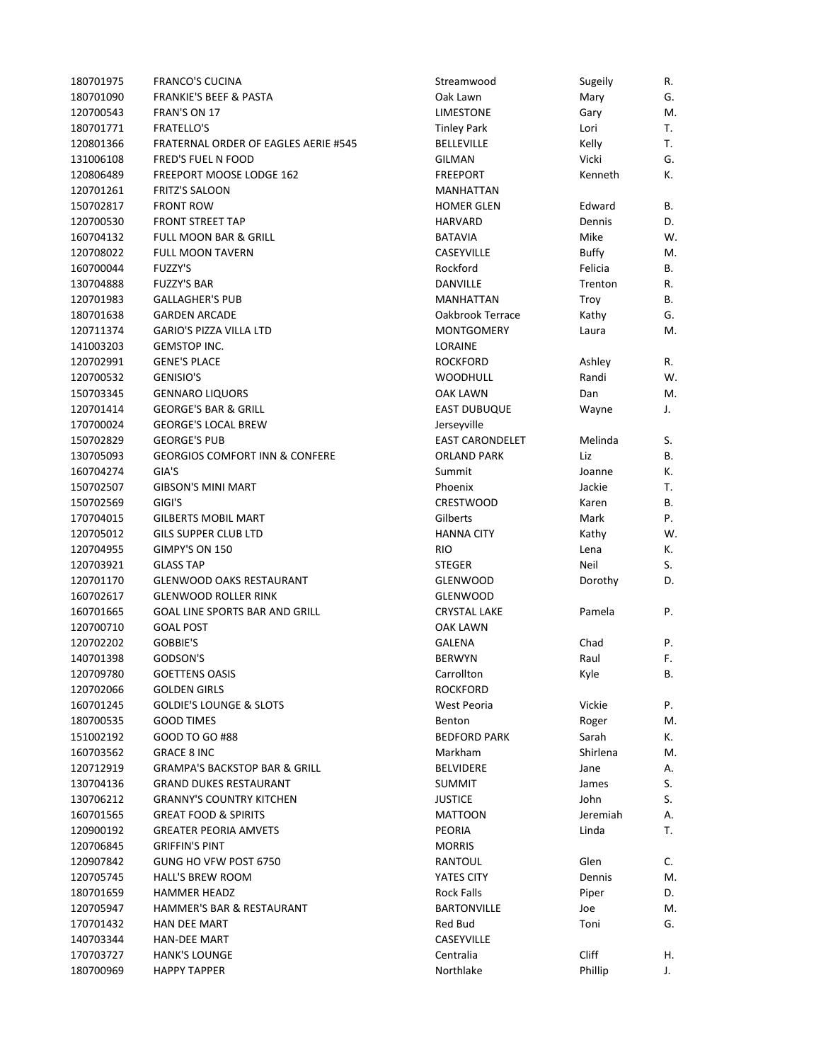| | | | | |
|---|---|---|---|---|
| 180701975 | FRANCO'S CUCINA | Streamwood | Sugeily | R. |
| 180701090 | FRANKIE'S BEEF & PASTA | Oak Lawn | Mary | G. |
| 120700543 | FRAN'S ON 17 | LIMESTONE | Gary | M. |
| 180701771 | FRATELLO'S | Tinley Park | Lori | T. |
| 120801366 | FRATERNAL ORDER OF EAGLES AERIE #545 | BELLEVILLE | Kelly | T. |
| 131006108 | FRED'S FUEL N FOOD | GILMAN | Vicki | G. |
| 120806489 | FREEPORT MOOSE LODGE 162 | FREEPORT | Kenneth | K. |
| 120701261 | FRITZ'S SALOON | MANHATTAN | | |
| 150702817 | FRONT ROW | HOMER GLEN | Edward | B. |
| 120700530 | FRONT STREET TAP | HARVARD | Dennis | D. |
| 160704132 | FULL MOON BAR & GRILL | BATAVIA | Mike | W. |
| 120708022 | FULL MOON TAVERN | CASEYVILLE | Buffy | M. |
| 160700044 | FUZZY'S | Rockford | Felicia | B. |
| 130704888 | FUZZY'S BAR | DANVILLE | Trenton | R. |
| 120701983 | GALLAGHER'S PUB | MANHATTAN | Troy | B. |
| 180701638 | GARDEN ARCADE | Oakbrook Terrace | Kathy | G. |
| 120711374 | GARIO'S PIZZA VILLA LTD | MONTGOMERY | Laura | M. |
| 141003203 | GEMSTOP INC. | LORAINE | | |
| 120702991 | GENE'S PLACE | ROCKFORD | Ashley | R. |
| 120700532 | GENISIO'S | WOODHULL | Randi | W. |
| 150703345 | GENNARO LIQUORS | OAK LAWN | Dan | M. |
| 120701414 | GEORGE'S BAR & GRILL | EAST DUBUQUE | Wayne | J. |
| 170700024 | GEORGE'S LOCAL BREW | Jerseyville | | |
| 150702829 | GEORGE'S PUB | EAST CARONDELET | Melinda | S. |
| 130705093 | GEORGIOS COMFORT INN & CONFERE | ORLAND PARK | Liz | B. |
| 160704274 | GIA'S | Summit | Joanne | K. |
| 150702507 | GIBSON'S MINI MART | Phoenix | Jackie | T. |
| 150702569 | GIGI'S | CRESTWOOD | Karen | B. |
| 170704015 | GILBERTS MOBIL MART | Gilberts | Mark | P. |
| 120705012 | GILS SUPPER CLUB LTD | HANNA CITY | Kathy | W. |
| 120704955 | GIMPY'S ON 150 | RIO | Lena | K. |
| 120703921 | GLASS TAP | STEGER | Neil | S. |
| 120701170 | GLENWOOD OAKS RESTAURANT | GLENWOOD | Dorothy | D. |
| 160702617 | GLENWOOD ROLLER RINK | GLENWOOD | | |
| 160701665 | GOAL LINE SPORTS BAR AND GRILL | CRYSTAL LAKE | Pamela | P. |
| 120700710 | GOAL POST | OAK LAWN | | |
| 120702202 | GOBBIE'S | GALENA | Chad | P. |
| 140701398 | GODSON'S | BERWYN | Raul | F. |
| 120709780 | GOETTENS OASIS | Carrollton | Kyle | B. |
| 120702066 | GOLDEN GIRLS | ROCKFORD | | |
| 160701245 | GOLDIE'S LOUNGE & SLOTS | West Peoria | Vickie | P. |
| 180700535 | GOOD TIMES | Benton | Roger | M. |
| 151002192 | GOOD TO GO #88 | BEDFORD PARK | Sarah | K. |
| 160703562 | GRACE 8 INC | Markham | Shirlena | M. |
| 120712919 | GRAMPA'S BACKSTOP BAR & GRILL | BELVIDERE | Jane | A. |
| 130704136 | GRAND DUKES RESTAURANT | SUMMIT | James | S. |
| 130706212 | GRANNY'S COUNTRY KITCHEN | JUSTICE | John | S. |
| 160701565 | GREAT FOOD & SPIRITS | MATTOON | Jeremiah | A. |
| 120900192 | GREATER PEORIA AMVETS | PEORIA | Linda | T. |
| 120706845 | GRIFFIN'S PINT | MORRIS | | |
| 120907842 | GUNG HO VFW POST 6750 | RANTOUL | Glen | C. |
| 120705745 | HALL'S BREW ROOM | YATES CITY | Dennis | M. |
| 180701659 | HAMMER HEADZ | Rock Falls | Piper | D. |
| 120705947 | HAMMER'S BAR & RESTAURANT | BARTONVILLE | Joe | M. |
| 170701432 | HAN DEE MART | Red Bud | Toni | G. |
| 140703344 | HAN-DEE MART | CASEYVILLE | | |
| 170703727 | HANK'S LOUNGE | Centralia | Cliff | H. |
| 180700969 | HAPPY TAPPER | Northlake | Phillip | J. |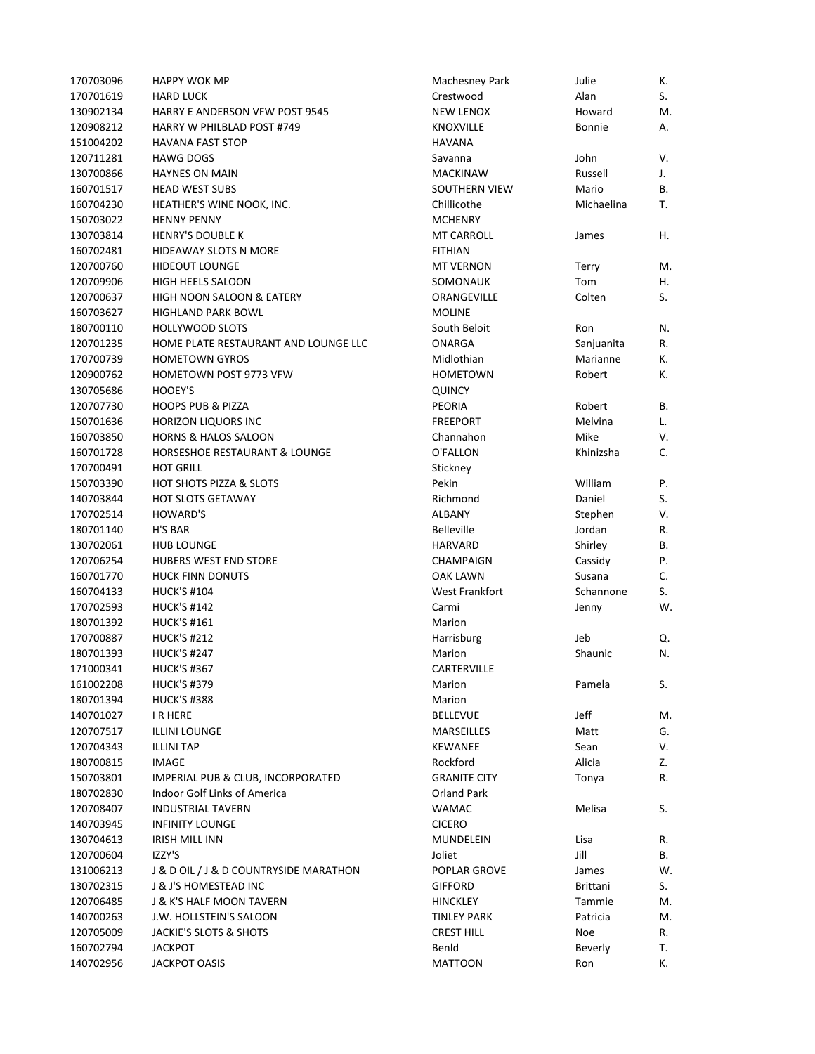| | | | | |
|---|---|---|---|---|
| 170703096 | HAPPY WOK MP | Machesney Park | Julie | K. |
| 170701619 | HARD LUCK | Crestwood | Alan | S. |
| 130902134 | HARRY E ANDERSON VFW POST 9545 | NEW LENOX | Howard | M. |
| 120908212 | HARRY W PHILBLAD POST #749 | KNOXVILLE | Bonnie | A. |
| 151004202 | HAVANA FAST STOP | HAVANA | | |
| 120711281 | HAWG DOGS | Savanna | John | V. |
| 130700866 | HAYNES ON MAIN | MACKINAW | Russell | J. |
| 160701517 | HEAD WEST SUBS | SOUTHERN VIEW | Mario | B. |
| 160704230 | HEATHER'S WINE NOOK, INC. | Chillicothe | Michaelina | T. |
| 150703022 | HENNY PENNY | MCHENRY | | |
| 130703814 | HENRY'S DOUBLE K | MT CARROLL | James | H. |
| 160702481 | HIDEAWAY SLOTS N MORE | FITHIAN | | |
| 120700760 | HIDEOUT LOUNGE | MT VERNON | Terry | M. |
| 120709906 | HIGH HEELS SALOON | SOMONAUK | Tom | H. |
| 120700637 | HIGH NOON SALOON & EATERY | ORANGEVILLE | Colten | S. |
| 160703627 | HIGHLAND PARK BOWL | MOLINE | | |
| 180700110 | HOLLYWOOD SLOTS | South Beloit | Ron | N. |
| 120701235 | HOME PLATE RESTAURANT AND LOUNGE LLC | ONARGA | Sanjuanita | R. |
| 170700739 | HOMETOWN GYROS | Midlothian | Marianne | K. |
| 120900762 | HOMETOWN POST 9773 VFW | HOMETOWN | Robert | K. |
| 130705686 | HOOEY'S | QUINCY | | |
| 120707730 | HOOPS PUB & PIZZA | PEORIA | Robert | B. |
| 150701636 | HORIZON LIQUORS INC | FREEPORT | Melvina | L. |
| 160703850 | HORNS & HALOS SALOON | Channahon | Mike | V. |
| 160701728 | HORSESHOE RESTAURANT & LOUNGE | O'FALLON | Khinizsha | C. |
| 170700491 | HOT GRILL | Stickney | | |
| 150703390 | HOT SHOTS PIZZA & SLOTS | Pekin | William | P. |
| 140703844 | HOT SLOTS GETAWAY | Richmond | Daniel | S. |
| 170702514 | HOWARD'S | ALBANY | Stephen | V. |
| 180701140 | H'S BAR | Belleville | Jordan | R. |
| 130702061 | HUB LOUNGE | HARVARD | Shirley | B. |
| 120706254 | HUBERS WEST END STORE | CHAMPAIGN | Cassidy | P. |
| 160701770 | HUCK FINN DONUTS | OAK LAWN | Susana | C. |
| 160704133 | HUCK'S #104 | West Frankfort | Schannone | S. |
| 170702593 | HUCK'S #142 | Carmi | Jenny | W. |
| 180701392 | HUCK'S #161 | Marion | | |
| 170700887 | HUCK'S #212 | Harrisburg | Jeb | Q. |
| 180701393 | HUCK'S #247 | Marion | Shaunic | N. |
| 171000341 | HUCK'S #367 | CARTERVILLE | | |
| 161002208 | HUCK'S #379 | Marion | Pamela | S. |
| 180701394 | HUCK'S #388 | Marion | | |
| 140701027 | I R HERE | BELLEVUE | Jeff | M. |
| 120707517 | ILLINI LOUNGE | MARSEILLES | Matt | G. |
| 120704343 | ILLINI TAP | KEWANEE | Sean | V. |
| 180700815 | IMAGE | Rockford | Alicia | Z. |
| 150703801 | IMPERIAL PUB & CLUB, INCORPORATED | GRANITE CITY | Tonya | R. |
| 180702830 | Indoor Golf Links of America | Orland Park | | |
| 120708407 | INDUSTRIAL TAVERN | WAMAC | Melisa | S. |
| 140703945 | INFINITY LOUNGE | CICERO | | |
| 130704613 | IRISH MILL INN | MUNDELEIN | Lisa | R. |
| 120700604 | IZZY'S | Joliet | Jill | B. |
| 131006213 | J & D OIL / J & D COUNTRYSIDE MARATHON | POPLAR GROVE | James | W. |
| 130702315 | J & J'S HOMESTEAD INC | GIFFORD | Brittani | S. |
| 120706485 | J & K'S HALF MOON TAVERN | HINCKLEY | Tammie | M. |
| 140700263 | J.W. HOLLSTEIN'S SALOON | TINLEY PARK | Patricia | M. |
| 120705009 | JACKIE'S SLOTS & SHOTS | CREST HILL | Noe | R. |
| 160702794 | JACKPOT | Benld | Beverly | T. |
| 140702956 | JACKPOT OASIS | MATTOON | Ron | K. |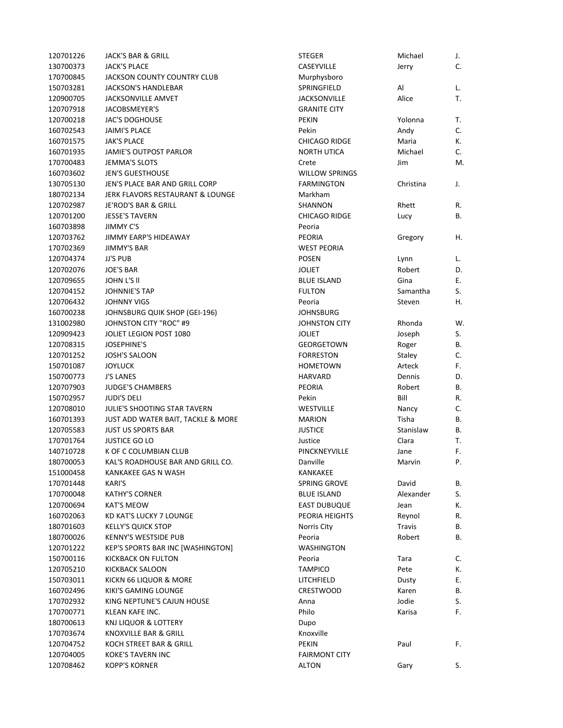| | | | | |
|---|---|---|---|---|
| 120701226 | JACK'S BAR & GRILL | STEGER | Michael | J. |
| 130700373 | JACK'S PLACE | CASEYVILLE | Jerry | C. |
| 170700845 | JACKSON COUNTY COUNTRY CLUB | Murphysboro | | |
| 150703281 | JACKSON'S HANDLEBAR | SPRINGFIELD | Al | L. |
| 120900705 | JACKSONVILLE AMVET | JACKSONVILLE | Alice | T. |
| 120707918 | JACOBSMEYER'S | GRANITE CITY | | |
| 120700218 | JAC'S DOGHOUSE | PEKIN | Yolonna | T. |
| 160702543 | JAIMI'S PLACE | Pekin | Andy | C. |
| 160701575 | JAK'S PLACE | CHICAGO RIDGE | Maria | K. |
| 160701935 | JAMIE'S OUTPOST PARLOR | NORTH UTICA | Michael | C. |
| 170700483 | JEMMA'S SLOTS | Crete | Jim | M. |
| 160703602 | JEN'S GUESTHOUSE | WILLOW SPRINGS | | |
| 130705130 | JEN'S PLACE BAR AND GRILL CORP | FARMINGTON | Christina | J. |
| 180702134 | JERK FLAVORS RESTAURANT & LOUNGE | Markham | | |
| 120702987 | JE'ROD'S BAR & GRILL | SHANNON | Rhett | R. |
| 120701200 | JESSE'S TAVERN | CHICAGO RIDGE | Lucy | B. |
| 160703898 | JIMMY C'S | Peoria | | |
| 120703762 | JIMMY EARP'S HIDEAWAY | PEORIA | Gregory | H. |
| 170702369 | JIMMY'S BAR | WEST PEORIA | | |
| 120704374 | JJ'S PUB | POSEN | Lynn | L. |
| 120702076 | JOE'S BAR | JOLIET | Robert | D. |
| 120709655 | JOHN L'S ll | BLUE ISLAND | Gina | E. |
| 120704152 | JOHNNIE'S TAP | FULTON | Samantha | S. |
| 120706432 | JOHNNY VIGS | Peoria | Steven | H. |
| 160700238 | JOHNSBURG QUIK SHOP (GEI-196) | JOHNSBURG | | |
| 131002980 | JOHNSTON CITY "ROC" #9 | JOHNSTON CITY | Rhonda | W. |
| 120909423 | JOLIET LEGION POST 1080 | JOLIET | Joseph | S. |
| 120708315 | JOSEPHINE'S | GEORGETOWN | Roger | B. |
| 120701252 | JOSH'S SALOON | FORRESTON | Staley | C. |
| 150701087 | JOYLUCK | HOMETOWN | Arteck | F. |
| 150700773 | J'S LANES | HARVARD | Dennis | D. |
| 120707903 | JUDGE'S CHAMBERS | PEORIA | Robert | B. |
| 150702957 | JUDI'S DELI | Pekin | Bill | R. |
| 120708010 | JULIE'S SHOOTING STAR TAVERN | WESTVILLE | Nancy | C. |
| 160701393 | JUST ADD WATER BAIT, TACKLE & MORE | MARION | Tisha | B. |
| 120705583 | JUST US SPORTS BAR | JUSTICE | Stanislaw | B. |
| 170701764 | JUSTICE GO LO | Justice | Clara | T. |
| 140710728 | K OF C COLUMBIAN CLUB | PINCKNEYVILLE | Jane | F. |
| 180700053 | KAL'S ROADHOUSE BAR AND GRILL CO. | Danville | Marvin | P. |
| 151000458 | KANKAKEE GAS N WASH | KANKAKEE | | |
| 170701448 | KARI'S | SPRING GROVE | David | B. |
| 170700048 | KATHY'S CORNER | BLUE ISLAND | Alexander | S. |
| 120700694 | KAT'S MEOW | EAST DUBUQUE | Jean | K. |
| 160702063 | KD KAT'S LUCKY 7 LOUNGE | PEORIA HEIGHTS | Reynol | R. |
| 180701603 | KELLY'S QUICK STOP | Norris City | Travis | B. |
| 180700026 | KENNY'S WESTSIDE PUB | Peoria | Robert | B. |
| 120701222 | KEP'S SPORTS BAR INC [WASHINGTON] | WASHINGTON | | |
| 150700116 | KICKBACK ON FULTON | Peoria | Tara | C. |
| 120705210 | KICKBACK SALOON | TAMPICO | Pete | K. |
| 150703011 | KICKN 66 LIQUOR & MORE | LITCHFIELD | Dusty | E. |
| 160702496 | KIKI'S GAMING LOUNGE | CRESTWOOD | Karen | B. |
| 170702932 | KING NEPTUNE'S CAJUN HOUSE | Anna | Jodie | S. |
| 170700771 | KLEAN KAFE INC. | Philo | Karisa | F. |
| 180700613 | KNJ LIQUOR & LOTTERY | Dupo | | |
| 170703674 | KNOXVILLE BAR & GRILL | Knoxville | | |
| 120704752 | KOCH STREET BAR & GRILL | PEKIN | Paul | F. |
| 120704005 | KOKE'S TAVERN INC | FAIRMONT CITY | | |
| 120708462 | KOPP'S KORNER | ALTON | Gary | S. |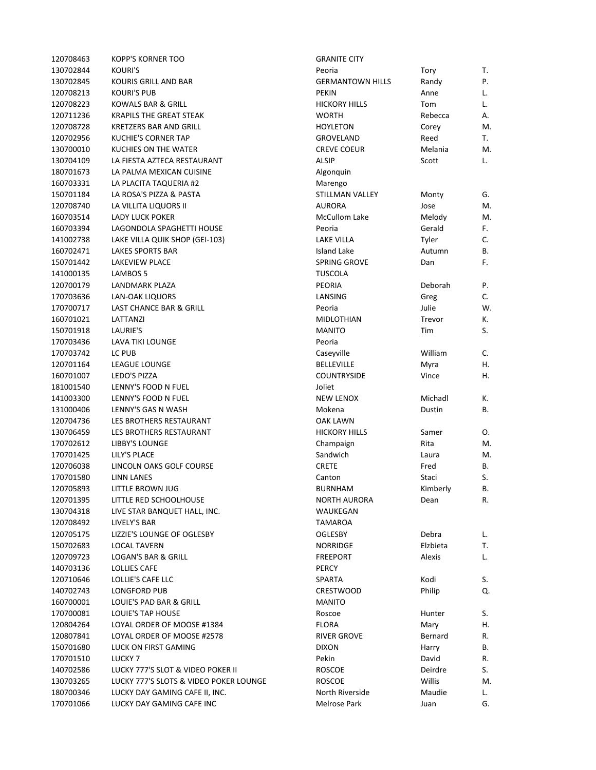| | | | | |
|---|---|---|---|---|
| 120708463 | KOPP'S KORNER TOO | GRANITE CITY | | |
| 130702844 | KOURI'S | Peoria | Tory | T. |
| 130702845 | KOURIS GRILL AND BAR | GERMANTOWN HILLS | Randy | P. |
| 120708213 | KOURI'S PUB | PEKIN | Anne | L. |
| 120708223 | KOWALS BAR & GRILL | HICKORY HILLS | Tom | L. |
| 120711236 | KRAPILS THE GREAT STEAK | WORTH | Rebecca | A. |
| 120708728 | KRETZERS BAR AND GRILL | HOYLETON | Corey | M. |
| 120702956 | KUCHIE'S CORNER TAP | GROVELAND | Reed | T. |
| 130700010 | KUCHIES ON THE WATER | CREVE COEUR | Melania | M. |
| 130704109 | LA FIESTA AZTECA RESTAURANT | ALSIP | Scott | L. |
| 180701673 | LA PALMA MEXICAN CUISINE | Algonquin | | |
| 160703331 | LA PLACITA TAQUERIA #2 | Marengo | | |
| 150701184 | LA ROSA'S PIZZA & PASTA | STILLMAN VALLEY | Monty | G. |
| 120708740 | LA VILLITA LIQUORS II | AURORA | Jose | M. |
| 160703514 | LADY LUCK POKER | McCullom Lake | Melody | M. |
| 160703394 | LAGONDOLA SPAGHETTI HOUSE | Peoria | Gerald | F. |
| 141002738 | LAKE VILLA QUIK SHOP (GEI-103) | LAKE VILLA | Tyler | C. |
| 160702471 | LAKES SPORTS BAR | Island Lake | Autumn | B. |
| 150701442 | LAKEVIEW PLACE | SPRING GROVE | Dan | F. |
| 141000135 | LAMBOS 5 | TUSCOLA | | |
| 120700179 | LANDMARK PLAZA | PEORIA | Deborah | P. |
| 170703636 | LAN-OAK LIQUORS | LANSING | Greg | C. |
| 170700717 | LAST CHANCE BAR & GRILL | Peoria | Julie | W. |
| 160701021 | LATTANZI | MIDLOTHIAN | Trevor | K. |
| 150701918 | LAURIE'S | MANITO | Tim | S. |
| 170703436 | LAVA TIKI LOUNGE | Peoria | | |
| 170703742 | LC PUB | Caseyville | William | C. |
| 120701164 | LEAGUE LOUNGE | BELLEVILLE | Myra | H. |
| 160701007 | LEDO'S PIZZA | COUNTRYSIDE | Vince | H. |
| 181001540 | LENNY'S FOOD N FUEL | Joliet | | |
| 141003300 | LENNY'S FOOD N FUEL | NEW LENOX | Michadl | K. |
| 131000406 | LENNY'S GAS N WASH | Mokena | Dustin | B. |
| 120704736 | LES BROTHERS RESTAURANT | OAK LAWN | | |
| 130706459 | LES BROTHERS RESTAURANT | HICKORY HILLS | Samer | O. |
| 170702612 | LIBBY'S LOUNGE | Champaign | Rita | M. |
| 170701425 | LILY'S PLACE | Sandwich | Laura | M. |
| 120706038 | LINCOLN OAKS GOLF COURSE | CRETE | Fred | B. |
| 170701580 | LINN LANES | Canton | Staci | S. |
| 120705893 | LITTLE BROWN JUG | BURNHAM | Kimberly | B. |
| 120701395 | LITTLE RED SCHOOLHOUSE | NORTH AURORA | Dean | R. |
| 130704318 | LIVE STAR BANQUET HALL, INC. | WAUKEGAN | | |
| 120708492 | LIVELY'S BAR | TAMAROA | | |
| 120705175 | LIZZIE'S LOUNGE OF OGLESBY | OGLESBY | Debra | L. |
| 150702683 | LOCAL TAVERN | NORRIDGE | Elzbieta | T. |
| 120709723 | LOGAN'S BAR & GRILL | FREEPORT | Alexis | L. |
| 140703136 | LOLLIES CAFE | PERCY | | |
| 120710646 | LOLLIE'S CAFE LLC | SPARTA | Kodi | S. |
| 140702743 | LONGFORD PUB | CRESTWOOD | Philip | Q. |
| 160700001 | LOUIE'S PAD BAR & GRILL | MANITO | | |
| 170700081 | LOUIE'S TAP HOUSE | Roscoe | Hunter | S. |
| 120804264 | LOYAL ORDER OF MOOSE #1384 | FLORA | Mary | H. |
| 120807841 | LOYAL ORDER OF MOOSE #2578 | RIVER GROVE | Bernard | R. |
| 150701680 | LUCK ON FIRST GAMING | DIXON | Harry | B. |
| 170701510 | LUCKY 7 | Pekin | David | R. |
| 140702586 | LUCKY 777'S SLOT & VIDEO POKER II | ROSCOE | Deirdre | S. |
| 130703265 | LUCKY 777'S SLOTS & VIDEO POKER LOUNGE | ROSCOE | Willis | M. |
| 180700346 | LUCKY DAY GAMING CAFE II, INC. | North Riverside | Maudie | L. |
| 170701066 | LUCKY DAY GAMING CAFE INC | Melrose Park | Juan | G. |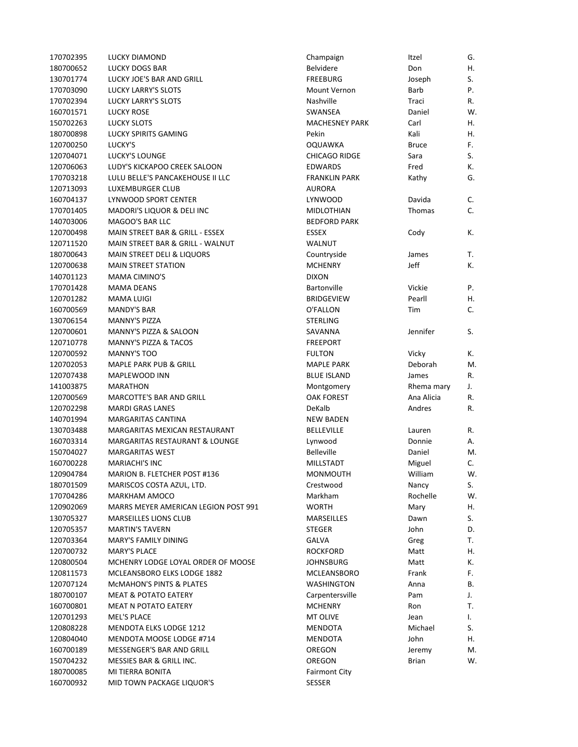| | | | | |
|---|---|---|---|---|
| 170702395 | LUCKY DIAMOND | Champaign | Itzel | G. |
| 180700652 | LUCKY DOGS BAR | Belvidere | Don | H. |
| 130701774 | LUCKY JOE'S BAR AND GRILL | FREEBURG | Joseph | S. |
| 170703090 | LUCKY LARRY'S SLOTS | Mount Vernon | Barb | P. |
| 170702394 | LUCKY LARRY'S SLOTS | Nashville | Traci | R. |
| 160701571 | LUCKY ROSE | SWANSEA | Daniel | W. |
| 150702263 | LUCKY SLOTS | MACHESNEY PARK | Carl | H. |
| 180700898 | LUCKY SPIRITS GAMING | Pekin | Kali | H. |
| 120700250 | LUCKY'S | OQUAWKA | Bruce | F. |
| 120704071 | LUCKY'S LOUNGE | CHICAGO RIDGE | Sara | S. |
| 120706063 | LUDY'S KICKAPOO CREEK SALOON | EDWARDS | Fred | K. |
| 170703218 | LULU BELLE'S PANCAKEHOUSE II LLC | FRANKLIN PARK | Kathy | G. |
| 120713093 | LUXEMBURGER CLUB | AURORA | | |
| 160704137 | LYNWOOD SPORT CENTER | LYNWOOD | Davida | C. |
| 170701405 | MADORI'S LIQUOR & DELI INC | MIDLOTHIAN | Thomas | C. |
| 140703006 | MAGOO'S BAR LLC | BEDFORD PARK | | |
| 120700498 | MAIN STREET BAR & GRILL - ESSEX | ESSEX | Cody | K. |
| 120711520 | MAIN STREET BAR & GRILL - WALNUT | WALNUT | | |
| 180700643 | MAIN STREET DELI & LIQUORS | Countryside | James | T. |
| 120700638 | MAIN STREET STATION | MCHENRY | Jeff | K. |
| 140701123 | MAMA CIMINO'S | DIXON | | |
| 170701428 | MAMA DEANS | Bartonville | Vickie | P. |
| 120701282 | MAMA LUIGI | BRIDGEVIEW | Pearll | H. |
| 160700569 | MANDY'S BAR | O'FALLON | Tim | C. |
| 130706154 | MANNY'S PIZZA | STERLING | | |
| 120700601 | MANNY'S PIZZA & SALOON | SAVANNA | Jennifer | S. |
| 120710778 | MANNY'S PIZZA & TACOS | FREEPORT | | |
| 120700592 | MANNY'S TOO | FULTON | Vicky | K. |
| 120702053 | MAPLE PARK PUB & GRILL | MAPLE PARK | Deborah | M. |
| 120707438 | MAPLEWOOD INN | BLUE ISLAND | James | R. |
| 141003875 | MARATHON | Montgomery | Rhema mary | J. |
| 120700569 | MARCOTTE'S BAR AND GRILL | OAK FOREST | Ana Alicia | R. |
| 120702298 | MARDI GRAS LANES | DeKalb | Andres | R. |
| 140701994 | MARGARITAS CANTINA | NEW BADEN | | |
| 130703488 | MARGARITAS MEXICAN RESTAURANT | BELLEVILLE | Lauren | R. |
| 160703314 | MARGARITAS RESTAURANT & LOUNGE | Lynwood | Donnie | A. |
| 150704027 | MARGARITAS WEST | Belleville | Daniel | M. |
| 160700228 | MARIACHI'S INC | MILLSTADT | Miguel | C. |
| 120904784 | MARION B. FLETCHER POST #136 | MONMOUTH | William | W. |
| 180701509 | MARISCOS COSTA AZUL, LTD. | Crestwood | Nancy | S. |
| 170704286 | MARKHAM AMOCO | Markham | Rochelle | W. |
| 120902069 | MARRS MEYER AMERICAN LEGION POST 991 | WORTH | Mary | H. |
| 130705327 | MARSEILLES LIONS CLUB | MARSEILLES | Dawn | S. |
| 120705357 | MARTIN'S TAVERN | STEGER | John | D. |
| 120703364 | MARY'S FAMILY DINING | GALVA | Greg | T. |
| 120700732 | MARY'S PLACE | ROCKFORD | Matt | H. |
| 120800504 | MCHENRY LODGE LOYAL ORDER OF MOOSE | JOHNSBURG | Matt | K. |
| 120811573 | MCLEANSBORO ELKS LODGE 1882 | MCLEANSBORO | Frank | F. |
| 120707124 | McMAHON'S PINTS & PLATES | WASHINGTON | Anna | B. |
| 180700107 | MEAT & POTATO EATERY | Carpentersville | Pam | J. |
| 160700801 | MEAT N POTATO EATERY | MCHENRY | Ron | T. |
| 120701293 | MEL'S PLACE | MT OLIVE | Jean | I. |
| 120808228 | MENDOTA ELKS LODGE 1212 | MENDOTA | Michael | S. |
| 120804040 | MENDOTA MOOSE LODGE #714 | MENDOTA | John | H. |
| 160700189 | MESSENGER'S BAR AND GRILL | OREGON | Jeremy | M. |
| 150704232 | MESSIES BAR & GRILL INC. | OREGON | Brian | W. |
| 180700085 | MI TIERRA BONITA | Fairmont City | | |
| 160700932 | MID TOWN PACKAGE LIQUOR'S | SESSER | | |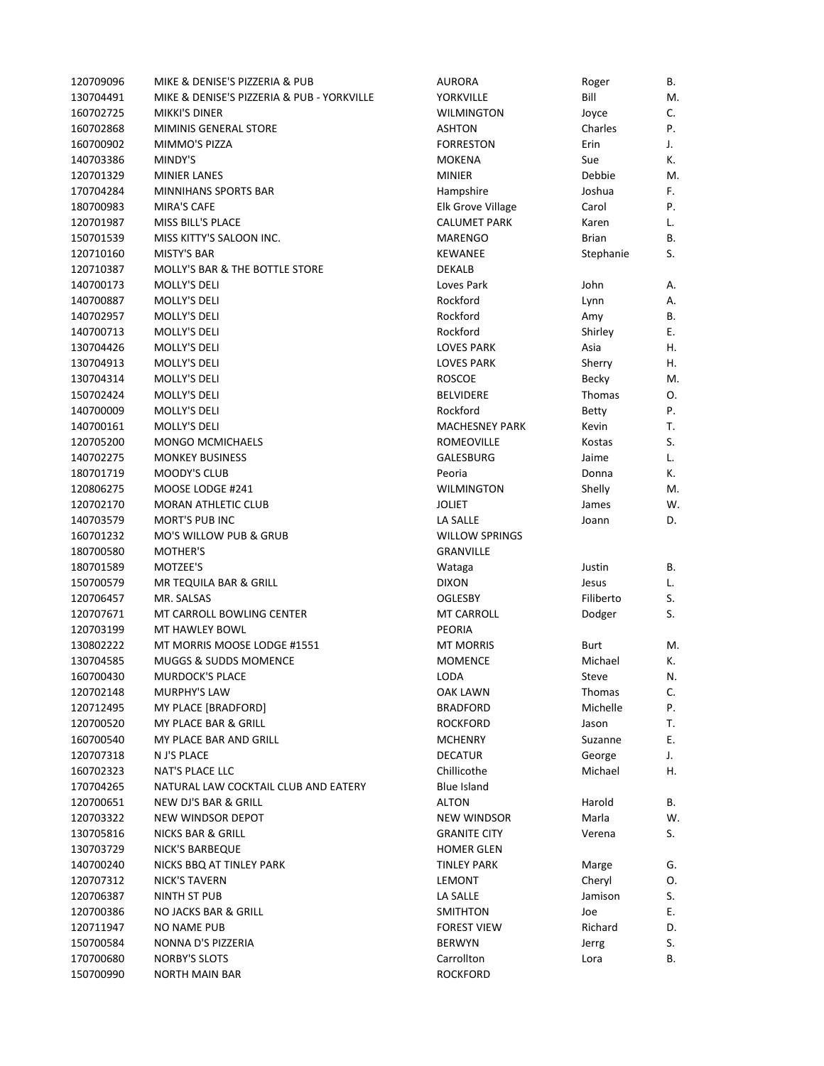| | | | | |
|---|---|---|---|---|
| 120709096 | MIKE & DENISE'S PIZZERIA & PUB | AURORA | Roger | B. |
| 130704491 | MIKE & DENISE'S PIZZERIA & PUB - YORKVILLE | YORKVILLE | Bill | M. |
| 160702725 | MIKKI'S DINER | WILMINGTON | Joyce | C. |
| 160702868 | MIMINIS GENERAL STORE | ASHTON | Charles | P. |
| 160700902 | MIMMO'S PIZZA | FORRESTON | Erin | J. |
| 140703386 | MINDY'S | MOKENA | Sue | K. |
| 120701329 | MINIER LANES | MINIER | Debbie | M. |
| 170704284 | MINNIHANS SPORTS BAR | Hampshire | Joshua | F. |
| 180700983 | MIRA'S CAFE | Elk Grove Village | Carol | P. |
| 120701987 | MISS BILL'S PLACE | CALUMET PARK | Karen | L. |
| 150701539 | MISS KITTY'S SALOON INC. | MARENGO | Brian | B. |
| 120710160 | MISTY'S BAR | KEWANEE | Stephanie | S. |
| 120710387 | MOLLY'S BAR & THE BOTTLE STORE | DEKALB | | |
| 140700173 | MOLLY'S DELI | Loves Park | John | A. |
| 140700887 | MOLLY'S DELI | Rockford | Lynn | A. |
| 140702957 | MOLLY'S DELI | Rockford | Amy | B. |
| 140700713 | MOLLY'S DELI | Rockford | Shirley | E. |
| 130704426 | MOLLY'S DELI | LOVES PARK | Asia | H. |
| 130704913 | MOLLY'S DELI | LOVES PARK | Sherry | H. |
| 130704314 | MOLLY'S DELI | ROSCOE | Becky | M. |
| 150702424 | MOLLY'S DELI | BELVIDERE | Thomas | O. |
| 140700009 | MOLLY'S DELI | Rockford | Betty | P. |
| 140700161 | MOLLY'S DELI | MACHESNEY PARK | Kevin | T. |
| 120705200 | MONGO MCMICHAELS | ROMEOVILLE | Kostas | S. |
| 140702275 | MONKEY BUSINESS | GALESBURG | Jaime | L. |
| 180701719 | MOODY'S CLUB | Peoria | Donna | K. |
| 120806275 | MOOSE LODGE #241 | WILMINGTON | Shelly | M. |
| 120702170 | MORAN ATHLETIC CLUB | JOLIET | James | W. |
| 140703579 | MORT'S PUB INC | LA SALLE | Joann | D. |
| 160701232 | MO'S WILLOW PUB & GRUB | WILLOW SPRINGS | | |
| 180700580 | MOTHER'S | GRANVILLE | | |
| 180701589 | MOTZEE'S | Wataga | Justin | B. |
| 150700579 | MR TEQUILA BAR & GRILL | DIXON | Jesus | L. |
| 120706457 | MR. SALSAS | OGLESBY | Filiberto | S. |
| 120707671 | MT CARROLL BOWLING CENTER | MT CARROLL | Dodger | S. |
| 120703199 | MT HAWLEY BOWL | PEORIA | | |
| 130802222 | MT MORRIS MOOSE LODGE #1551 | MT MORRIS | Burt | M. |
| 130704585 | MUGGS & SUDDS MOMENCE | MOMENCE | Michael | K. |
| 160700430 | MURDOCK'S PLACE | LODA | Steve | N. |
| 120702148 | MURPHY'S LAW | OAK LAWN | Thomas | C. |
| 120712495 | MY PLACE [BRADFORD] | BRADFORD | Michelle | P. |
| 120700520 | MY PLACE BAR & GRILL | ROCKFORD | Jason | T. |
| 160700540 | MY PLACE BAR AND GRILL | MCHENRY | Suzanne | E. |
| 120707318 | N J'S PLACE | DECATUR | George | J. |
| 160702323 | NAT'S PLACE LLC | Chillicothe | Michael | H. |
| 170704265 | NATURAL LAW COCKTAIL CLUB AND EATERY | Blue Island | | |
| 120700651 | NEW DJ'S BAR & GRILL | ALTON | Harold | B. |
| 120703322 | NEW WINDSOR DEPOT | NEW WINDSOR | Marla | W. |
| 130705816 | NICKS BAR & GRILL | GRANITE CITY | Verena | S. |
| 130703729 | NICK'S BARBEQUE | HOMER GLEN | | |
| 140700240 | NICKS BBQ AT TINLEY PARK | TINLEY PARK | Marge | G. |
| 120707312 | NICK'S TAVERN | LEMONT | Cheryl | O. |
| 120706387 | NINTH ST PUB | LA SALLE | Jamison | S. |
| 120700386 | NO JACKS BAR & GRILL | SMITHTON | Joe | E. |
| 120711947 | NO NAME PUB | FOREST VIEW | Richard | D. |
| 150700584 | NONNA D'S PIZZERIA | BERWYN | Jerrg | S. |
| 170700680 | NORBY'S SLOTS | Carrollton | Lora | B. |
| 150700990 | NORTH MAIN BAR | ROCKFORD | | |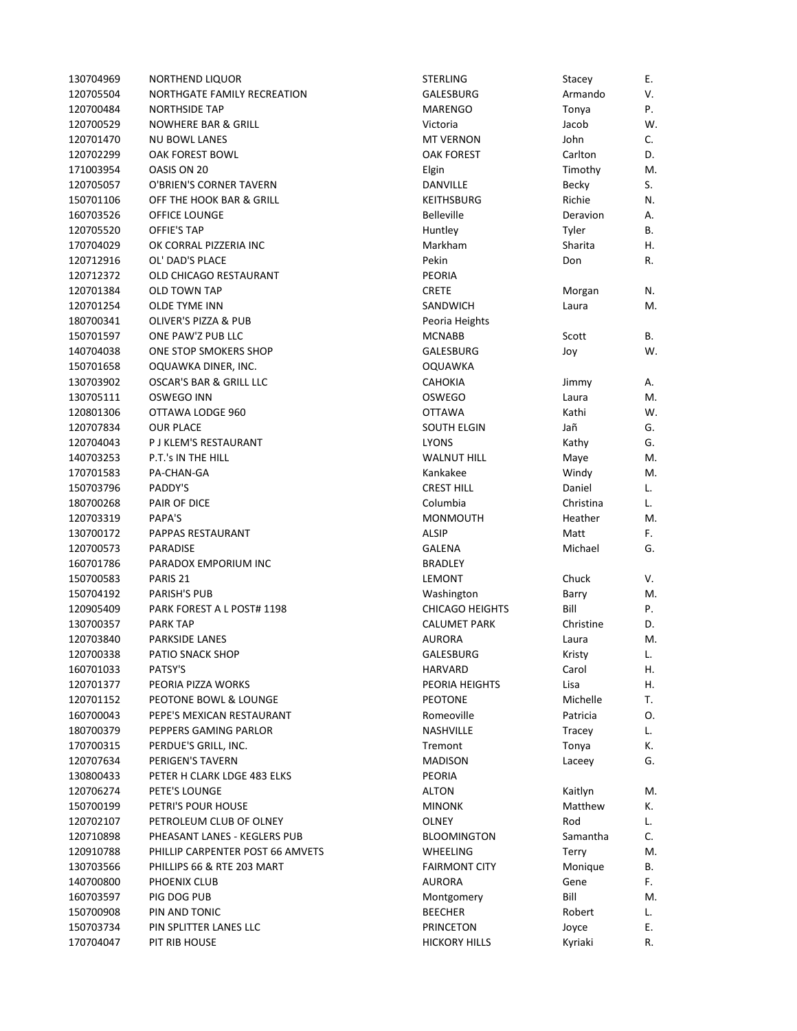| | | | | |
|---|---|---|---|---|
| 130704969 | NORTHEND LIQUOR | STERLING | Stacey | E. |
| 120705504 | NORTHGATE FAMILY RECREATION | GALESBURG | Armando | V. |
| 120700484 | NORTHSIDE TAP | MARENGO | Tonya | P. |
| 120700529 | NOWHERE BAR & GRILL | Victoria | Jacob | W. |
| 120701470 | NU BOWL LANES | MT VERNON | John | C. |
| 120702299 | OAK FOREST BOWL | OAK FOREST | Carlton | D. |
| 171003954 | OASIS ON 20 | Elgin | Timothy | M. |
| 120705057 | O'BRIEN'S CORNER TAVERN | DANVILLE | Becky | S. |
| 150701106 | OFF THE HOOK BAR & GRILL | KEITHSBURG | Richie | N. |
| 160703526 | OFFICE LOUNGE | Belleville | Deravion | A. |
| 120705520 | OFFIE'S TAP | Huntley | Tyler | B. |
| 170704029 | OK CORRAL PIZZERIA INC | Markham | Sharita | H. |
| 120712916 | OL' DAD'S PLACE | Pekin | Don | R. |
| 120712372 | OLD CHICAGO RESTAURANT | PEORIA | | |
| 120701384 | OLD TOWN TAP | CRETE | Morgan | N. |
| 120701254 | OLDE TYME INN | SANDWICH | Laura | M. |
| 180700341 | OLIVER'S PIZZA & PUB | Peoria Heights | | |
| 150701597 | ONE PAW'Z PUB LLC | MCNABB | Scott | B. |
| 140704038 | ONE STOP SMOKERS SHOP | GALESBURG | Joy | W. |
| 150701658 | OQUAWKA DINER, INC. | OQUAWKA | | |
| 130703902 | OSCAR'S BAR & GRILL LLC | CAHOKIA | Jimmy | A. |
| 130705111 | OSWEGO INN | OSWEGO | Laura | M. |
| 120801306 | OTTAWA LODGE 960 | OTTAWA | Kathi | W. |
| 120707834 | OUR PLACE | SOUTH ELGIN | Jañ | G. |
| 120704043 | P J KLEM'S RESTAURANT | LYONS | Kathy | G. |
| 140703253 | P.T.'s IN THE HILL | WALNUT HILL | Maye | M. |
| 170701583 | PA-CHAN-GA | Kankakee | Windy | M. |
| 150703796 | PADDY'S | CREST HILL | Daniel | L. |
| 180700268 | PAIR OF DICE | Columbia | Christina | L. |
| 120703319 | PAPA'S | MONMOUTH | Heather | M. |
| 130700172 | PAPPAS RESTAURANT | ALSIP | Matt | F. |
| 120700573 | PARADISE | GALENA | Michael | G. |
| 160701786 | PARADOX EMPORIUM INC | BRADLEY | | |
| 150700583 | PARIS 21 | LEMONT | Chuck | V. |
| 150704192 | PARISH'S PUB | Washington | Barry | M. |
| 120905409 | PARK FOREST A L POST# 1198 | CHICAGO HEIGHTS | Bill | P. |
| 130700357 | PARK TAP | CALUMET PARK | Christine | D. |
| 120703840 | PARKSIDE LANES | AURORA | Laura | M. |
| 120700338 | PATIO SNACK SHOP | GALESBURG | Kristy | L. |
| 160701033 | PATSY'S | HARVARD | Carol | H. |
| 120701377 | PEORIA PIZZA WORKS | PEORIA HEIGHTS | Lisa | H. |
| 120701152 | PEOTONE BOWL & LOUNGE | PEOTONE | Michelle | T. |
| 160700043 | PEPE'S MEXICAN RESTAURANT | Romeoville | Patricia | O. |
| 180700379 | PEPPERS GAMING PARLOR | NASHVILLE | Tracey | L. |
| 170700315 | PERDUE'S GRILL, INC. | Tremont | Tonya | K. |
| 120707634 | PERIGEN'S TAVERN | MADISON | Laceey | G. |
| 130800433 | PETER H CLARK LDGE 483 ELKS | PEORIA | | |
| 120706274 | PETE'S LOUNGE | ALTON | Kaitlyn | M. |
| 150700199 | PETRI'S POUR HOUSE | MINONK | Matthew | K. |
| 120702107 | PETROLEUM CLUB OF OLNEY | OLNEY | Rod | L. |
| 120710898 | PHEASANT LANES - KEGLERS PUB | BLOOMINGTON | Samantha | C. |
| 120910788 | PHILLIP CARPENTER POST 66 AMVETS | WHEELING | Terry | M. |
| 130703566 | PHILLIPS 66 & RTE 203 MART | FAIRMONT CITY | Monique | B. |
| 140700800 | PHOENIX CLUB | AURORA | Gene | F. |
| 160703597 | PIG DOG PUB | Montgomery | Bill | M. |
| 150700908 | PIN AND TONIC | BEECHER | Robert | L. |
| 150703734 | PIN SPLITTER LANES LLC | PRINCETON | Joyce | E. |
| 170704047 | PIT RIB HOUSE | HICKORY HILLS | Kyriaki | R. |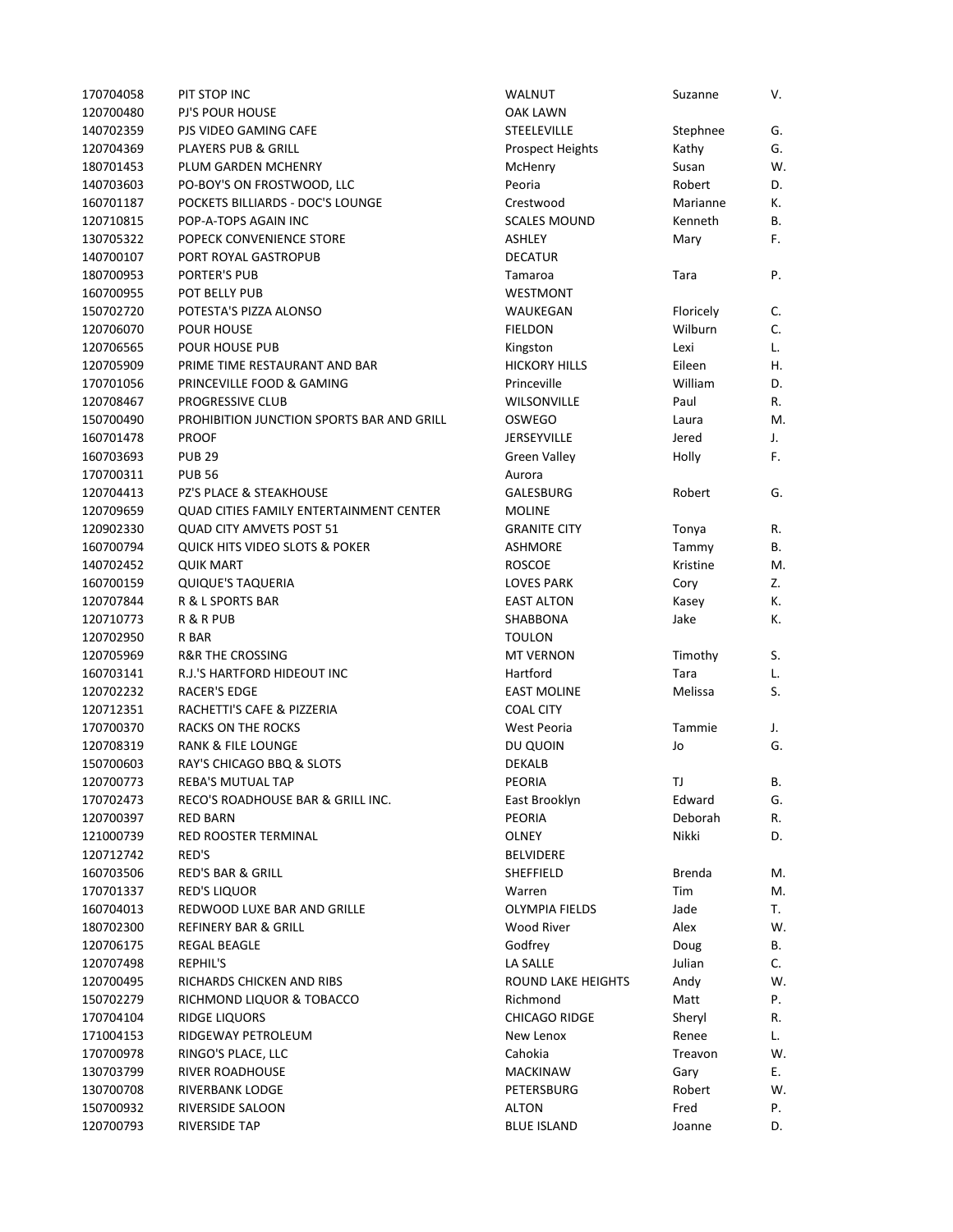| | | | | |
|---|---|---|---|---|
| 170704058 | PIT STOP INC | WALNUT | Suzanne | V. |
| 120700480 | PJ'S POUR HOUSE | OAK LAWN | | |
| 140702359 | PJS VIDEO GAMING CAFE | STEELEVILLE | Stephnee | G. |
| 120704369 | PLAYERS PUB & GRILL | Prospect Heights | Kathy | G. |
| 180701453 | PLUM GARDEN MCHENRY | McHenry | Susan | W. |
| 140703603 | PO-BOY'S ON FROSTWOOD, LLC | Peoria | Robert | D. |
| 160701187 | POCKETS BILLIARDS - DOC'S LOUNGE | Crestwood | Marianne | K. |
| 120710815 | POP-A-TOPS AGAIN INC | SCALES MOUND | Kenneth | B. |
| 130705322 | POPECK CONVENIENCE STORE | ASHLEY | Mary | F. |
| 140700107 | PORT ROYAL GASTROPUB | DECATUR | | |
| 180700953 | PORTER'S PUB | Tamaroa | Tara | P. |
| 160700955 | POT BELLY PUB | WESTMONT | | |
| 150702720 | POTESTA'S PIZZA ALONSO | WAUKEGAN | Floricely | C. |
| 120706070 | POUR HOUSE | FIELDON | Wilburn | C. |
| 120706565 | POUR HOUSE PUB | Kingston | Lexi | L. |
| 120705909 | PRIME TIME RESTAURANT AND BAR | HICKORY HILLS | Eileen | H. |
| 170701056 | PRINCEVILLE FOOD & GAMING | Princeville | William | D. |
| 120708467 | PROGRESSIVE CLUB | WILSONVILLE | Paul | R. |
| 150700490 | PROHIBITION JUNCTION SPORTS BAR AND GRILL | OSWEGO | Laura | M. |
| 160701478 | PROOF | JERSEYVILLE | Jered | J. |
| 160703693 | PUB 29 | Green Valley | Holly | F. |
| 170700311 | PUB 56 | Aurora | | |
| 120704413 | PZ'S PLACE & STEAKHOUSE | GALESBURG | Robert | G. |
| 120709659 | QUAD CITIES FAMILY ENTERTAINMENT CENTER | MOLINE | | |
| 120902330 | QUAD CITY AMVETS POST 51 | GRANITE CITY | Tonya | R. |
| 160700794 | QUICK HITS VIDEO SLOTS & POKER | ASHMORE | Tammy | B. |
| 140702452 | QUIK MART | ROSCOE | Kristine | M. |
| 160700159 | QUIQUE'S TAQUERIA | LOVES PARK | Cory | Z. |
| 120707844 | R & L SPORTS BAR | EAST ALTON | Kasey | K. |
| 120710773 | R & R PUB | SHABBONA | Jake | K. |
| 120702950 | R BAR | TOULON | | |
| 120705969 | R&R THE CROSSING | MT VERNON | Timothy | S. |
| 160703141 | R.J.'S HARTFORD HIDEOUT INC | Hartford | Tara | L. |
| 120702232 | RACER'S EDGE | EAST MOLINE | Melissa | S. |
| 120712351 | RACHETTI'S CAFE & PIZZERIA | COAL CITY | | |
| 170700370 | RACKS ON THE ROCKS | West Peoria | Tammie | J. |
| 120708319 | RANK & FILE LOUNGE | DU QUOIN | Jo | G. |
| 150700603 | RAY'S CHICAGO BBQ & SLOTS | DEKALB | | |
| 120700773 | REBA'S MUTUAL TAP | PEORIA | TJ | B. |
| 170702473 | RECO'S ROADHOUSE BAR & GRILL INC. | East Brooklyn | Edward | G. |
| 120700397 | RED BARN | PEORIA | Deborah | R. |
| 121000739 | RED ROOSTER TERMINAL | OLNEY | Nikki | D. |
| 120712742 | RED'S | BELVIDERE | | |
| 160703506 | RED'S BAR & GRILL | SHEFFIELD | Brenda | M. |
| 170701337 | RED'S LIQUOR | Warren | Tim | M. |
| 160704013 | REDWOOD LUXE BAR AND GRILLE | OLYMPIA FIELDS | Jade | T. |
| 180702300 | REFINERY BAR & GRILL | Wood River | Alex | W. |
| 120706175 | REGAL BEAGLE | Godfrey | Doug | B. |
| 120707498 | REPHIL'S | LA SALLE | Julian | C. |
| 120700495 | RICHARDS CHICKEN AND RIBS | ROUND LAKE HEIGHTS | Andy | W. |
| 150702279 | RICHMOND LIQUOR & TOBACCO | Richmond | Matt | P. |
| 170704104 | RIDGE LIQUORS | CHICAGO RIDGE | Sheryl | R. |
| 171004153 | RIDGEWAY PETROLEUM | New Lenox | Renee | L. |
| 170700978 | RINGO'S PLACE, LLC | Cahokia | Treavon | W. |
| 130703799 | RIVER ROADHOUSE | MACKINAW | Gary | E. |
| 130700708 | RIVERBANK LODGE | PETERSBURG | Robert | W. |
| 150700932 | RIVERSIDE SALOON | ALTON | Fred | P. |
| 120700793 | RIVERSIDE TAP | BLUE ISLAND | Joanne | D. |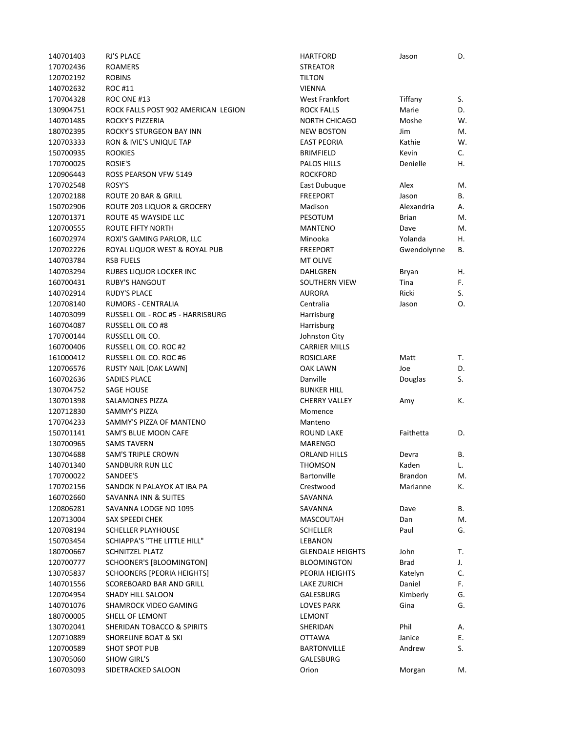| | | | | |
|---|---|---|---|---|
| 140701403 | RJ'S PLACE | HARTFORD | Jason | D. |
| 170702436 | ROAMERS | STREATOR | | |
| 120702192 | ROBINS | TILTON | | |
| 140702632 | ROC #11 | VIENNA | | |
| 170704328 | ROC ONE #13 | West Frankfort | Tiffany | S. |
| 130904751 | ROCK FALLS POST 902 AMERICAN LEGION | ROCK FALLS | Marie | D. |
| 140701485 | ROCKY'S PIZZERIA | NORTH CHICAGO | Moshe | W. |
| 180702395 | ROCKY'S STURGEON BAY INN | NEW BOSTON | Jim | M. |
| 120703333 | RON & IVIE'S UNIQUE TAP | EAST PEORIA | Kathie | W. |
| 150700935 | ROOKIES | BRIMFIELD | Kevin | C. |
| 170700025 | ROSIE'S | PALOS HILLS | Denielle | H. |
| 120906443 | ROSS PEARSON VFW 5149 | ROCKFORD | | |
| 170702548 | ROSY'S | East Dubuque | Alex | M. |
| 120702188 | ROUTE 20 BAR & GRILL | FREEPORT | Jason | B. |
| 150702906 | ROUTE 203 LIQUOR & GROCERY | Madison | Alexandria | A. |
| 120701371 | ROUTE 45 WAYSIDE LLC | PESOTUM | Brian | M. |
| 120700555 | ROUTE FIFTY NORTH | MANTENO | Dave | M. |
| 160702974 | ROXI'S GAMING PARLOR, LLC | Minooka | Yolanda | H. |
| 120702226 | ROYAL LIQUOR WEST & ROYAL PUB | FREEPORT | Gwendolynne | B. |
| 140703784 | RSB FUELS | MT OLIVE | | |
| 140703294 | RUBES LIQUOR LOCKER INC | DAHLGREN | Bryan | H. |
| 160700431 | RUBY'S HANGOUT | SOUTHERN VIEW | Tina | F. |
| 140702914 | RUDY'S PLACE | AURORA | Ricki | S. |
| 120708140 | RUMORS - CENTRALIA | Centralia | Jason | O. |
| 140703099 | RUSSELL OIL - ROC #5 - HARRISBURG | Harrisburg | | |
| 160704087 | RUSSELL OIL CO #8 | Harrisburg | | |
| 170700144 | RUSSELL OIL CO. | Johnston City | | |
| 160700406 | RUSSELL OIL CO. ROC #2 | CARRIER MILLS | | |
| 161000412 | RUSSELL OIL CO. ROC #6 | ROSICLARE | Matt | T. |
| 120706576 | RUSTY NAIL [OAK LAWN] | OAK LAWN | Joe | D. |
| 160702636 | SADIES PLACE | Danville | Douglas | S. |
| 130704752 | SAGE HOUSE | BUNKER HILL | | |
| 130701398 | SALAMONES PIZZA | CHERRY VALLEY | Amy | K. |
| 120712830 | SAMMY'S PIZZA | Momence | | |
| 170704233 | SAMMY'S PIZZA OF MANTENO | Manteno | | |
| 150701141 | SAM'S BLUE MOON CAFE | ROUND LAKE | Faithetta | D. |
| 130700965 | SAMS TAVERN | MARENGO | | |
| 130704688 | SAM'S TRIPLE CROWN | ORLAND HILLS | Devra | B. |
| 140701340 | SANDBURR RUN LLC | THOMSON | Kaden | L. |
| 170700022 | SANDEE'S | Bartonville | Brandon | M. |
| 170702156 | SANDOK N PALAYOK AT IBA PA | Crestwood | Marianne | K. |
| 160702660 | SAVANNA INN & SUITES | SAVANNA | | |
| 120806281 | SAVANNA LODGE NO 1095 | SAVANNA | Dave | B. |
| 120713004 | SAX SPEEDI CHEK | MASCOUTAH | Dan | M. |
| 120708194 | SCHELLER PLAYHOUSE | SCHELLER | Paul | G. |
| 150703454 | SCHIAPPA'S "THE LITTLE HILL" | LEBANON | | |
| 180700667 | SCHNITZEL PLATZ | GLENDALE HEIGHTS | John | T. |
| 120700777 | SCHOONER'S [BLOOMINGTON] | BLOOMINGTON | Brad | J. |
| 130705837 | SCHOONERS [PEORIA HEIGHTS] | PEORIA HEIGHTS | Katelyn | C. |
| 140701556 | SCOREBOARD BAR AND GRILL | LAKE ZURICH | Daniel | F. |
| 120704954 | SHADY HILL SALOON | GALESBURG | Kimberly | G. |
| 140701076 | SHAMROCK VIDEO GAMING | LOVES PARK | Gina | G. |
| 180700005 | SHELL OF LEMONT | LEMONT | | |
| 130702041 | SHERIDAN TOBACCO & SPIRITS | SHERIDAN | Phil | A. |
| 120710889 | SHORELINE BOAT & SKI | OTTAWA | Janice | E. |
| 120700589 | SHOT SPOT PUB | BARTONVILLE | Andrew | S. |
| 130705060 | SHOW GIRL'S | GALESBURG | | |
| 160703093 | SIDETRACKED SALOON | Orion | Morgan | M. |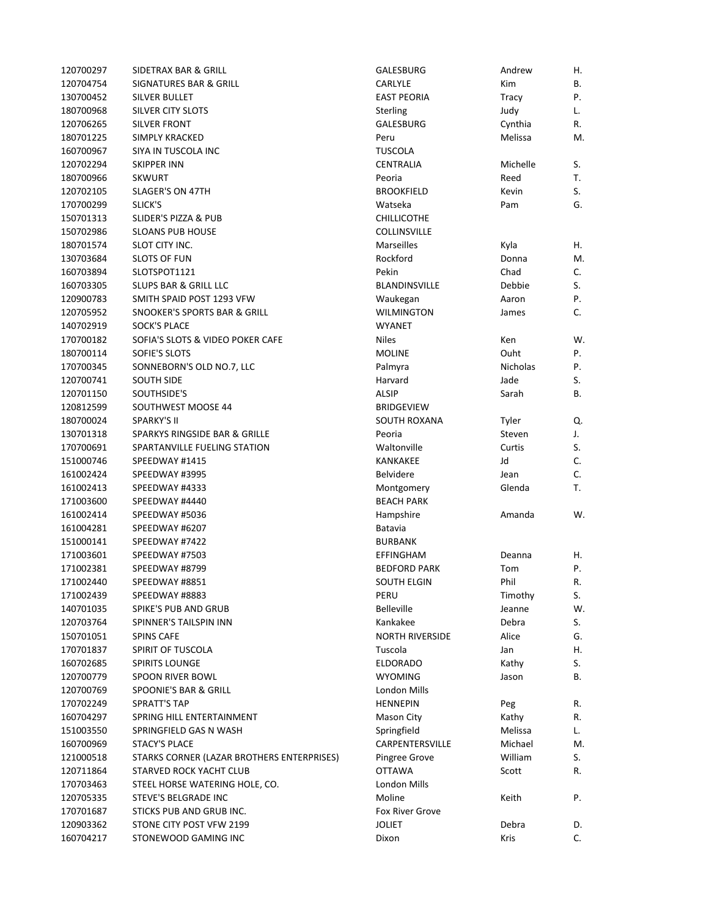| | | | | |
|---|---|---|---|---|
| 120700297 | SIDETRAX BAR & GRILL | GALESBURG | Andrew | H. |
| 120704754 | SIGNATURES BAR & GRILL | CARLYLE | Kim | B. |
| 130700452 | SILVER BULLET | EAST PEORIA | Tracy | P. |
| 180700968 | SILVER CITY SLOTS | Sterling | Judy | L. |
| 120706265 | SILVER FRONT | GALESBURG | Cynthia | R. |
| 180701225 | SIMPLY KRACKED | Peru | Melissa | M. |
| 160700967 | SIYA IN TUSCOLA INC | TUSCOLA | | |
| 120702294 | SKIPPER INN | CENTRALIA | Michelle | S. |
| 180700966 | SKWURT | Peoria | Reed | T. |
| 120702105 | SLAGER'S ON 47TH | BROOKFIELD | Kevin | S. |
| 170700299 | SLICK'S | Watseka | Pam | G. |
| 150701313 | SLIDER'S PIZZA & PUB | CHILLICOTHE | | |
| 150702986 | SLOANS PUB HOUSE | COLLINSVILLE | | |
| 180701574 | SLOT CITY INC. | Marseilles | Kyla | H. |
| 130703684 | SLOTS OF FUN | Rockford | Donna | M. |
| 160703894 | SLOTSPOT1121 | Pekin | Chad | C. |
| 160703305 | SLUPS BAR & GRILL LLC | BLANDINSVILLE | Debbie | S. |
| 120900783 | SMITH SPAID POST 1293 VFW | Waukegan | Aaron | P. |
| 120705952 | SNOOKER'S SPORTS BAR & GRILL | WILMINGTON | James | C. |
| 140702919 | SOCK'S PLACE | WYANET | | |
| 170700182 | SOFIA'S SLOTS & VIDEO POKER CAFE | Niles | Ken | W. |
| 180700114 | SOFIE'S SLOTS | MOLINE | Ouht | P. |
| 170700345 | SONNEBORN'S OLD NO.7, LLC | Palmyra | Nicholas | P. |
| 120700741 | SOUTH SIDE | Harvard | Jade | S. |
| 120701150 | SOUTHSIDE'S | ALSIP | Sarah | B. |
| 120812599 | SOUTHWEST MOOSE 44 | BRIDGEVIEW | | |
| 180700024 | SPARKY'S II | SOUTH ROXANA | Tyler | Q. |
| 130701318 | SPARKYS RINGSIDE BAR & GRILLE | Peoria | Steven | J. |
| 170700691 | SPARTANVILLE FUELING STATION | Waltonville | Curtis | S. |
| 151000746 | SPEEDWAY #1415 | KANKAKEE | Jd | C. |
| 161002424 | SPEEDWAY #3995 | Belvidere | Jean | C. |
| 161002413 | SPEEDWAY #4333 | Montgomery | Glenda | T. |
| 171003600 | SPEEDWAY #4440 | BEACH PARK | | |
| 161002414 | SPEEDWAY #5036 | Hampshire | Amanda | W. |
| 161004281 | SPEEDWAY #6207 | Batavia | | |
| 151000141 | SPEEDWAY #7422 | BURBANK | | |
| 171003601 | SPEEDWAY #7503 | EFFINGHAM | Deanna | H. |
| 171002381 | SPEEDWAY #8799 | BEDFORD PARK | Tom | P. |
| 171002440 | SPEEDWAY #8851 | SOUTH ELGIN | Phil | R. |
| 171002439 | SPEEDWAY #8883 | PERU | Timothy | S. |
| 140701035 | SPIKE'S PUB AND GRUB | Belleville | Jeanne | W. |
| 120703764 | SPINNER'S TAILSPIN INN | Kankakee | Debra | S. |
| 150701051 | SPINS CAFE | NORTH RIVERSIDE | Alice | G. |
| 170701837 | SPIRIT OF TUSCOLA | Tuscola | Jan | H. |
| 160702685 | SPIRITS LOUNGE | ELDORADO | Kathy | S. |
| 120700779 | SPOON RIVER BOWL | WYOMING | Jason | B. |
| 120700769 | SPOONIE'S BAR & GRILL | London Mills | | |
| 170702249 | SPRATT'S TAP | HENNEPIN | Peg | R. |
| 160704297 | SPRING HILL ENTERTAINMENT | Mason City | Kathy | R. |
| 151003550 | SPRINGFIELD GAS N WASH | Springfield | Melissa | L. |
| 160700969 | STACY'S PLACE | CARPENTERSVILLE | Michael | M. |
| 121000518 | STARKS CORNER (LAZAR BROTHERS ENTERPRISES) | Pingree Grove | William | S. |
| 120711864 | STARVED ROCK YACHT CLUB | OTTAWA | Scott | R. |
| 170703463 | STEEL HORSE WATERING HOLE, CO. | London Mills | | |
| 120705335 | STEVE'S BELGRADE INC | Moline | Keith | P. |
| 170701687 | STICKS PUB AND GRUB INC. | Fox River Grove | | |
| 120903362 | STONE CITY POST VFW 2199 | JOLIET | Debra | D. |
| 160704217 | STONEWOOD GAMING INC | Dixon | Kris | C. |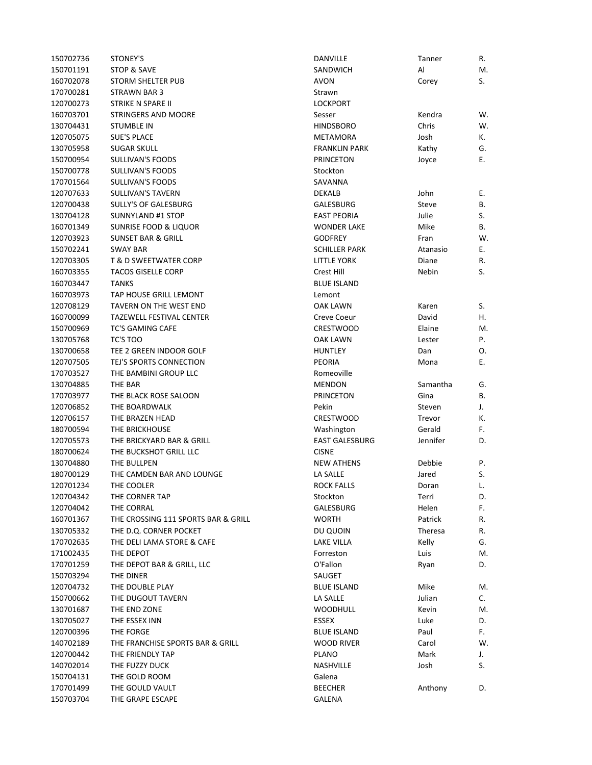| | | | | |
|---|---|---|---|---|
| 150702736 | STONEY'S | DANVILLE | Tanner | R. |
| 150701191 | STOP & SAVE | SANDWICH | Al | M. |
| 160702078 | STORM SHELTER PUB | AVON | Corey | S. |
| 170700281 | STRAWN BAR 3 | Strawn | | |
| 120700273 | STRIKE N SPARE II | LOCKPORT | | |
| 160703701 | STRINGERS AND MOORE | Sesser | Kendra | W. |
| 130704431 | STUMBLE IN | HINDSBORO | Chris | W. |
| 120705075 | SUE'S PLACE | METAMORA | Josh | K. |
| 130705958 | SUGAR SKULL | FRANKLIN PARK | Kathy | G. |
| 150700954 | SULLIVAN'S FOODS | PRINCETON | Joyce | E. |
| 150700778 | SULLIVAN'S FOODS | Stockton | | |
| 170701564 | SULLIVAN'S FOODS | SAVANNA | | |
| 120707633 | SULLIVAN'S TAVERN | DEKALB | John | E. |
| 120700438 | SULLY'S OF GALESBURG | GALESBURG | Steve | B. |
| 130704128 | SUNNYLAND #1 STOP | EAST PEORIA | Julie | S. |
| 160701349 | SUNRISE FOOD & LIQUOR | WONDER LAKE | Mike | B. |
| 120703923 | SUNSET BAR & GRILL | GODFREY | Fran | W. |
| 150702241 | SWAY BAR | SCHILLER PARK | Atanasio | E. |
| 120703305 | T & D SWEETWATER CORP | LITTLE YORK | Diane | R. |
| 160703355 | TACOS GISELLE CORP | Crest Hill | Nebin | S. |
| 160703447 | TANKS | BLUE ISLAND | | |
| 160703973 | TAP HOUSE GRILL LEMONT | Lemont | | |
| 120708129 | TAVERN ON THE WEST END | OAK LAWN | Karen | S. |
| 160700099 | TAZEWELL FESTIVAL CENTER | Creve Coeur | David | H. |
| 150700969 | TC'S GAMING CAFE | CRESTWOOD | Elaine | M. |
| 130705768 | TC'S TOO | OAK LAWN | Lester | P. |
| 130700658 | TEE 2 GREEN INDOOR GOLF | HUNTLEY | Dan | O. |
| 120707505 | TEJ'S SPORTS CONNECTION | PEORIA | Mona | E. |
| 170703527 | THE BAMBINI GROUP LLC | Romeoville | | |
| 130704885 | THE BAR | MENDON | Samantha | G. |
| 170703977 | THE BLACK ROSE SALOON | PRINCETON | Gina | B. |
| 120706852 | THE BOARDWALK | Pekin | Steven | J. |
| 120706157 | THE BRAZEN HEAD | CRESTWOOD | Trevor | K. |
| 180700594 | THE BRICKHOUSE | Washington | Gerald | F. |
| 120705573 | THE BRICKYARD BAR & GRILL | EAST GALESBURG | Jennifer | D. |
| 180700624 | THE BUCKSHOT GRILL LLC | CISNE | | |
| 130704880 | THE BULLPEN | NEW ATHENS | Debbie | P. |
| 180700129 | THE CAMDEN BAR AND LOUNGE | LA SALLE | Jared | S. |
| 120701234 | THE COOLER | ROCK FALLS | Doran | L. |
| 120704342 | THE CORNER TAP | Stockton | Terri | D. |
| 120704042 | THE CORRAL | GALESBURG | Helen | F. |
| 160701367 | THE CROSSING 111 SPORTS BAR & GRILL | WORTH | Patrick | R. |
| 130705332 | THE D.Q. CORNER POCKET | DU QUOIN | Theresa | R. |
| 170702635 | THE DELI LAMA STORE & CAFE | LAKE VILLA | Kelly | G. |
| 171002435 | THE DEPOT | Forreston | Luis | M. |
| 170701259 | THE DEPOT BAR & GRILL, LLC | O'Fallon | Ryan | D. |
| 150703294 | THE DINER | SAUGET | | |
| 120704732 | THE DOUBLE PLAY | BLUE ISLAND | Mike | M. |
| 150700662 | THE DUGOUT TAVERN | LA SALLE | Julian | C. |
| 130701687 | THE END ZONE | WOODHULL | Kevin | M. |
| 130705027 | THE ESSEX INN | ESSEX | Luke | D. |
| 120700396 | THE FORGE | BLUE ISLAND | Paul | F. |
| 140702189 | THE FRANCHISE SPORTS BAR & GRILL | WOOD RIVER | Carol | W. |
| 120700442 | THE FRIENDLY TAP | PLANO | Mark | J. |
| 140702014 | THE FUZZY DUCK | NASHVILLE | Josh | S. |
| 150704131 | THE GOLD ROOM | Galena | | |
| 170701499 | THE GOULD VAULT | BEECHER | Anthony | D. |
| 150703704 | THE GRAPE ESCAPE | GALENA | | |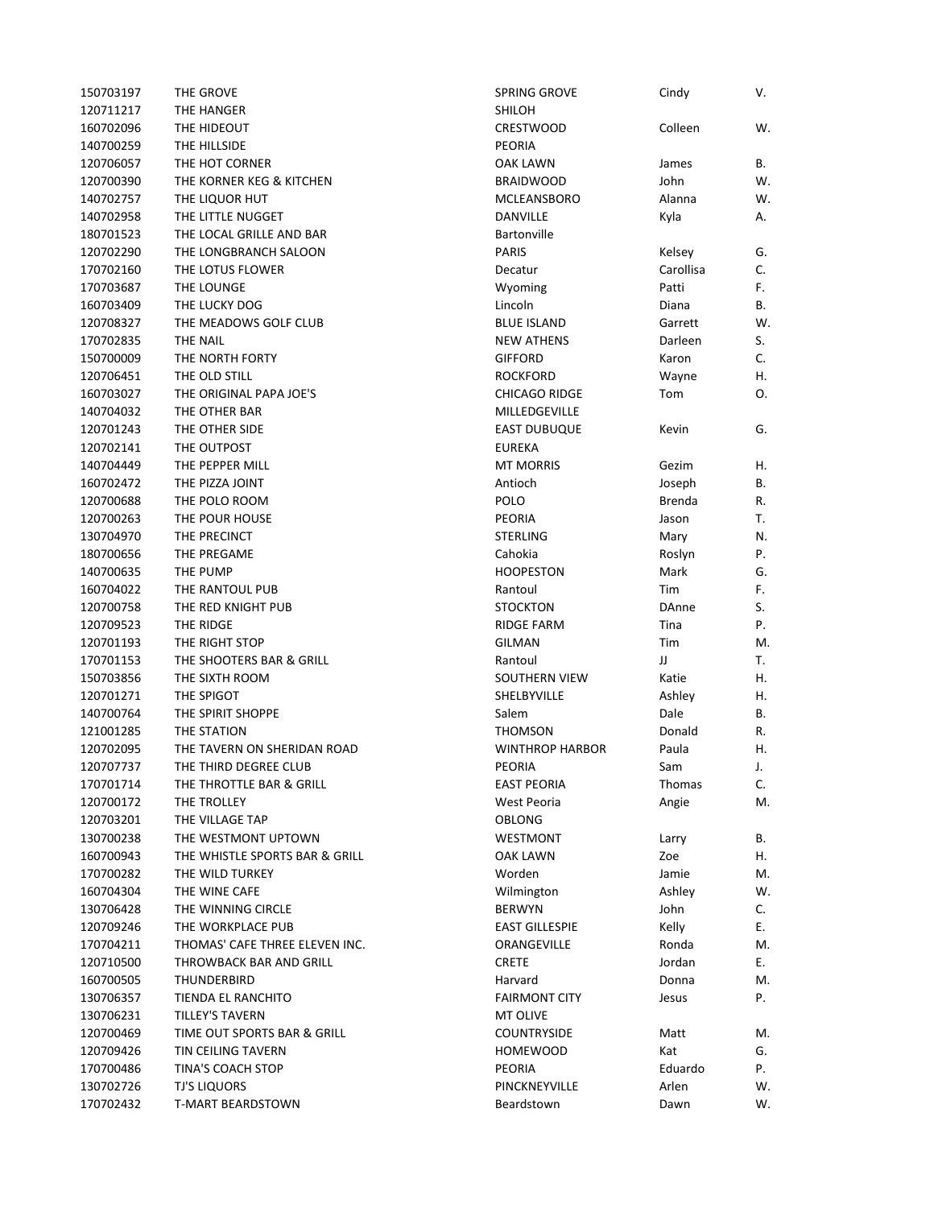| | | | | |
|---|---|---|---|---|
| 150703197 | THE GROVE | SPRING GROVE | Cindy | V. |
| 120711217 | THE HANGER | SHILOH | | |
| 160702096 | THE HIDEOUT | CRESTWOOD | Colleen | W. |
| 140700259 | THE HILLSIDE | PEORIA | | |
| 120706057 | THE HOT CORNER | OAK LAWN | James | B. |
| 120700390 | THE KORNER KEG & KITCHEN | BRAIDWOOD | John | W. |
| 140702757 | THE LIQUOR HUT | MCLEANSBORO | Alanna | W. |
| 140702958 | THE LITTLE NUGGET | DANVILLE | Kyla | A. |
| 180701523 | THE LOCAL GRILLE AND BAR | Bartonville | | |
| 120702290 | THE LONGBRANCH SALOON | PARIS | Kelsey | G. |
| 170702160 | THE LOTUS FLOWER | Decatur | Carollisa | C. |
| 170703687 | THE LOUNGE | Wyoming | Patti | F. |
| 160703409 | THE LUCKY DOG | Lincoln | Diana | B. |
| 120708327 | THE MEADOWS GOLF CLUB | BLUE ISLAND | Garrett | W. |
| 170702835 | THE NAIL | NEW ATHENS | Darleen | S. |
| 150700009 | THE NORTH FORTY | GIFFORD | Karon | C. |
| 120706451 | THE OLD STILL | ROCKFORD | Wayne | H. |
| 160703027 | THE ORIGINAL PAPA JOE'S | CHICAGO RIDGE | Tom | O. |
| 140704032 | THE OTHER BAR | MILLEDGEVILLE | | |
| 120701243 | THE OTHER SIDE | EAST DUBUQUE | Kevin | G. |
| 120702141 | THE OUTPOST | EUREKA | | |
| 140704449 | THE PEPPER MILL | MT MORRIS | Gezim | H. |
| 160702472 | THE PIZZA JOINT | Antioch | Joseph | B. |
| 120700688 | THE POLO ROOM | POLO | Brenda | R. |
| 120700263 | THE POUR HOUSE | PEORIA | Jason | T. |
| 130704970 | THE PRECINCT | STERLING | Mary | N. |
| 180700656 | THE PREGAME | Cahokia | Roslyn | P. |
| 140700635 | THE PUMP | HOOPESTON | Mark | G. |
| 160704022 | THE RANTOUL PUB | Rantoul | Tim | F. |
| 120700758 | THE RED KNIGHT PUB | STOCKTON | DAnne | S. |
| 120709523 | THE RIDGE | RIDGE FARM | Tina | P. |
| 120701193 | THE RIGHT STOP | GILMAN | Tim | M. |
| 170701153 | THE SHOOTERS BAR & GRILL | Rantoul | JJ | T. |
| 150703856 | THE SIXTH ROOM | SOUTHERN VIEW | Katie | H. |
| 120701271 | THE SPIGOT | SHELBYVILLE | Ashley | H. |
| 140700764 | THE SPIRIT SHOPPE | Salem | Dale | B. |
| 121001285 | THE STATION | THOMSON | Donald | R. |
| 120702095 | THE TAVERN ON SHERIDAN ROAD | WINTHROP HARBOR | Paula | H. |
| 120707737 | THE THIRD DEGREE CLUB | PEORIA | Sam | J. |
| 170701714 | THE THROTTLE BAR & GRILL | EAST PEORIA | Thomas | C. |
| 120700172 | THE TROLLEY | West Peoria | Angie | M. |
| 120703201 | THE VILLAGE TAP | OBLONG | | |
| 130700238 | THE WESTMONT UPTOWN | WESTMONT | Larry | B. |
| 160700943 | THE WHISTLE SPORTS BAR & GRILL | OAK LAWN | Zoe | H. |
| 170700282 | THE WILD TURKEY | Worden | Jamie | M. |
| 160704304 | THE WINE CAFE | Wilmington | Ashley | W. |
| 130706428 | THE WINNING CIRCLE | BERWYN | John | C. |
| 120709246 | THE WORKPLACE PUB | EAST GILLESPIE | Kelly | E. |
| 170704211 | THOMAS' CAFE THREE ELEVEN INC. | ORANGEVILLE | Ronda | M. |
| 120710500 | THROWBACK BAR AND GRILL | CRETE | Jordan | E. |
| 160700505 | THUNDERBIRD | Harvard | Donna | M. |
| 130706357 | TIENDA EL RANCHITO | FAIRMONT CITY | Jesus | P. |
| 130706231 | TILLEY'S TAVERN | MT OLIVE | | |
| 120700469 | TIME OUT SPORTS BAR & GRILL | COUNTRYSIDE | Matt | M. |
| 120709426 | TIN CEILING TAVERN | HOMEWOOD | Kat | G. |
| 170700486 | TINA'S COACH STOP | PEORIA | Eduardo | P. |
| 130702726 | TJ'S LIQUORS | PINCKNEYVILLE | Arlen | W. |
| 170702432 | T-MART BEARDSTOWN | Beardstown | Dawn | W. |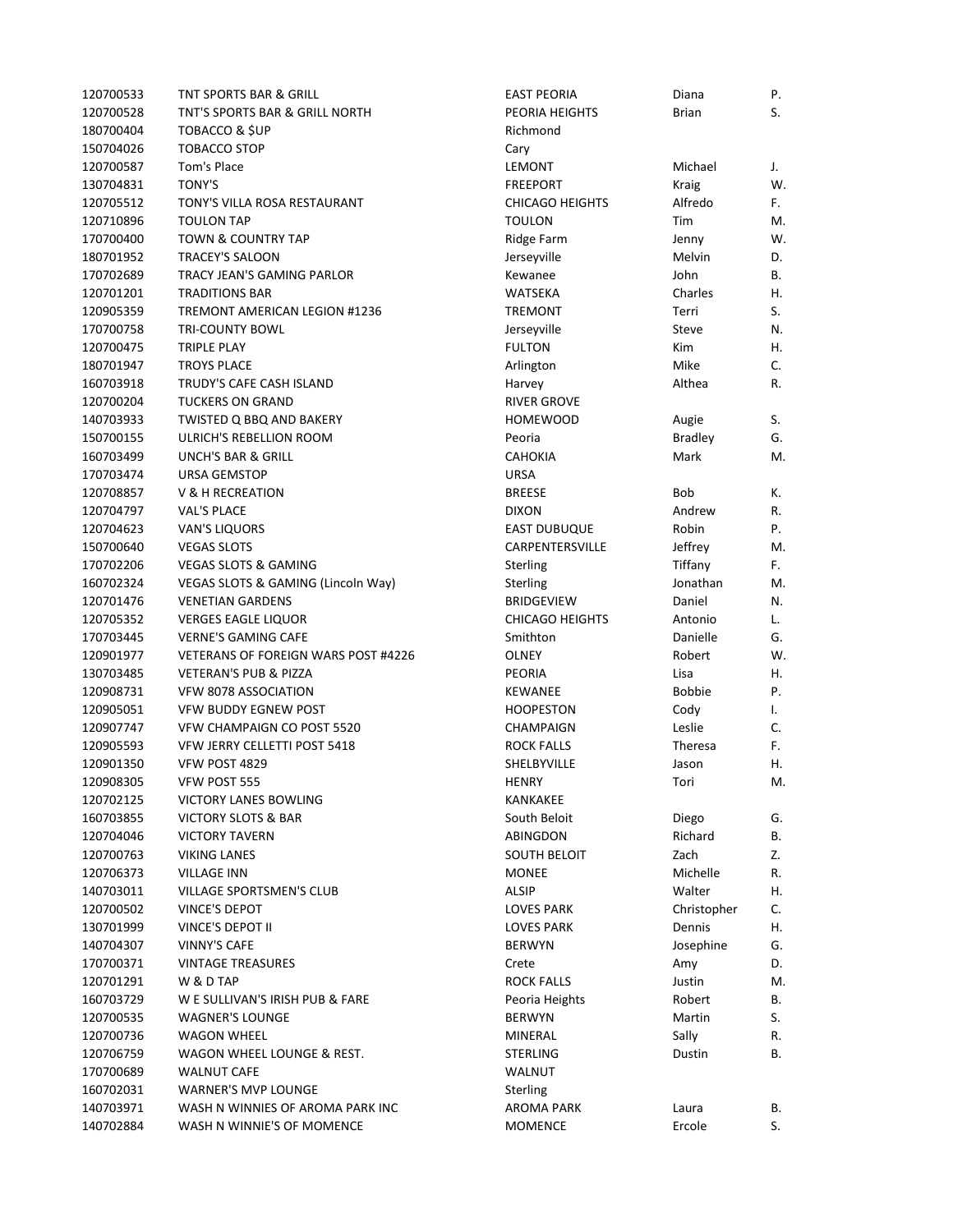| | | | | |
|---|---|---|---|---|
| 120700533 | TNT SPORTS BAR & GRILL | EAST PEORIA | Diana | P. |
| 120700528 | TNT'S SPORTS BAR & GRILL NORTH | PEORIA HEIGHTS | Brian | S. |
| 180700404 | TOBACCO & $UP | Richmond | | |
| 150704026 | TOBACCO STOP | Cary | | |
| 120700587 | Tom's Place | LEMONT | Michael | J. |
| 130704831 | TONY'S | FREEPORT | Kraig | W. |
| 120705512 | TONY'S VILLA ROSA RESTAURANT | CHICAGO HEIGHTS | Alfredo | F. |
| 120710896 | TOULON TAP | TOULON | Tim | M. |
| 170700400 | TOWN & COUNTRY TAP | Ridge Farm | Jenny | W. |
| 180701952 | TRACEY'S SALOON | Jerseyville | Melvin | D. |
| 170702689 | TRACY JEAN'S GAMING PARLOR | Kewanee | John | B. |
| 120701201 | TRADITIONS BAR | WATSEKA | Charles | H. |
| 120905359 | TREMONT AMERICAN LEGION #1236 | TREMONT | Terri | S. |
| 170700758 | TRI-COUNTY BOWL | Jerseyville | Steve | N. |
| 120700475 | TRIPLE PLAY | FULTON | Kim | H. |
| 180701947 | TROYS PLACE | Arlington | Mike | C. |
| 160703918 | TRUDY'S CAFE CASH ISLAND | Harvey | Althea | R. |
| 120700204 | TUCKERS ON GRAND | RIVER GROVE | | |
| 140703933 | TWISTED Q BBQ AND BAKERY | HOMEWOOD | Augie | S. |
| 150700155 | ULRICH'S REBELLION ROOM | Peoria | Bradley | G. |
| 160703499 | UNCH'S BAR & GRILL | CAHOKIA | Mark | M. |
| 170703474 | URSA GEMSTOP | URSA | | |
| 120708857 | V & H RECREATION | BREESE | Bob | K. |
| 120704797 | VAL'S PLACE | DIXON | Andrew | R. |
| 120704623 | VAN'S LIQUORS | EAST DUBUQUE | Robin | P. |
| 150700640 | VEGAS SLOTS | CARPENTERSVILLE | Jeffrey | M. |
| 170702206 | VEGAS SLOTS & GAMING | Sterling | Tiffany | F. |
| 160702324 | VEGAS SLOTS & GAMING (Lincoln Way) | Sterling | Jonathan | M. |
| 120701476 | VENETIAN GARDENS | BRIDGEVIEW | Daniel | N. |
| 120705352 | VERGES EAGLE LIQUOR | CHICAGO HEIGHTS | Antonio | L. |
| 170703445 | VERNE'S GAMING CAFE | Smithton | Danielle | G. |
| 120901977 | VETERANS OF FOREIGN WARS POST #4226 | OLNEY | Robert | W. |
| 130703485 | VETERAN'S PUB & PIZZA | PEORIA | Lisa | H. |
| 120908731 | VFW 8078 ASSOCIATION | KEWANEE | Bobbie | P. |
| 120905051 | VFW BUDDY EGNEW POST | HOOPESTON | Cody | I. |
| 120907747 | VFW CHAMPAIGN CO POST 5520 | CHAMPAIGN | Leslie | C. |
| 120905593 | VFW JERRY CELLETTI POST 5418 | ROCK FALLS | Theresa | F. |
| 120901350 | VFW POST 4829 | SHELBYVILLE | Jason | H. |
| 120908305 | VFW POST 555 | HENRY | Tori | M. |
| 120702125 | VICTORY LANES BOWLING | KANKAKEE | | |
| 160703855 | VICTORY SLOTS & BAR | South Beloit | Diego | G. |
| 120704046 | VICTORY TAVERN | ABINGDON | Richard | B. |
| 120700763 | VIKING LANES | SOUTH BELOIT | Zach | Z. |
| 120706373 | VILLAGE INN | MONEE | Michelle | R. |
| 140703011 | VILLAGE SPORTSMEN'S CLUB | ALSIP | Walter | H. |
| 120700502 | VINCE'S DEPOT | LOVES PARK | Christopher | C. |
| 130701999 | VINCE'S DEPOT II | LOVES PARK | Dennis | H. |
| 140704307 | VINNY'S CAFE | BERWYN | Josephine | G. |
| 170700371 | VINTAGE TREASURES | Crete | Amy | D. |
| 120701291 | W & D TAP | ROCK FALLS | Justin | M. |
| 160703729 | W E SULLIVAN'S IRISH PUB & FARE | Peoria Heights | Robert | B. |
| 120700535 | WAGNER'S LOUNGE | BERWYN | Martin | S. |
| 120700736 | WAGON WHEEL | MINERAL | Sally | R. |
| 120706759 | WAGON WHEEL LOUNGE & REST. | STERLING | Dustin | B. |
| 170700689 | WALNUT CAFE | WALNUT | | |
| 160702031 | WARNER'S MVP LOUNGE | Sterling | | |
| 140703971 | WASH N WINNIES OF AROMA PARK INC | AROMA PARK | Laura | B. |
| 140702884 | WASH N WINNIE'S OF MOMENCE | MOMENCE | Ercole | S. |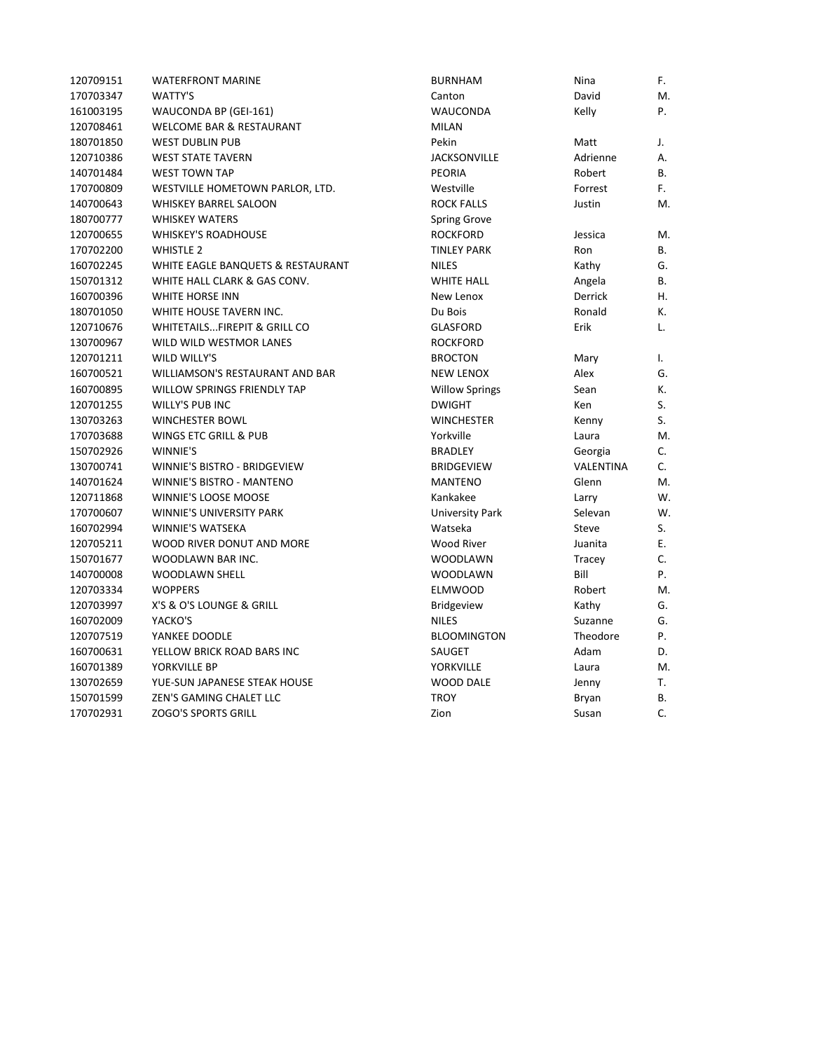| | | | | |
|---|---|---|---|---|
| 120709151 | WATERFRONT MARINE | BURNHAM | Nina | F. |
| 170703347 | WATTY'S | Canton | David | M. |
| 161003195 | WAUCONDA BP (GEI-161) | WAUCONDA | Kelly | P. |
| 120708461 | WELCOME BAR & RESTAURANT | MILAN | | |
| 180701850 | WEST DUBLIN PUB | Pekin | Matt | J. |
| 120710386 | WEST STATE TAVERN | JACKSONVILLE | Adrienne | A. |
| 140701484 | WEST TOWN TAP | PEORIA | Robert | B. |
| 170700809 | WESTVILLE HOMETOWN PARLOR, LTD. | Westville | Forrest | F. |
| 140700643 | WHISKEY BARREL SALOON | ROCK FALLS | Justin | M. |
| 180700777 | WHISKEY WATERS | Spring Grove | | |
| 120700655 | WHISKEY'S ROADHOUSE | ROCKFORD | Jessica | M. |
| 170702200 | WHISTLE 2 | TINLEY PARK | Ron | B. |
| 160702245 | WHITE EAGLE BANQUETS & RESTAURANT | NILES | Kathy | G. |
| 150701312 | WHITE HALL CLARK & GAS CONV. | WHITE HALL | Angela | B. |
| 160700396 | WHITE HORSE INN | New Lenox | Derrick | H. |
| 180701050 | WHITE HOUSE TAVERN INC. | Du Bois | Ronald | K. |
| 120710676 | WHITETAILS...FIREPIT & GRILL CO | GLASFORD | Erik | L. |
| 130700967 | WILD WILD WESTMOR LANES | ROCKFORD | | |
| 120701211 | WILD WILLY'S | BROCTON | Mary | I. |
| 160700521 | WILLIAMSON'S RESTAURANT AND BAR | NEW LENOX | Alex | G. |
| 160700895 | WILLOW SPRINGS FRIENDLY TAP | Willow Springs | Sean | K. |
| 120701255 | WILLY'S PUB INC | DWIGHT | Ken | S. |
| 130703263 | WINCHESTER BOWL | WINCHESTER | Kenny | S. |
| 170703688 | WINGS ETC GRILL & PUB | Yorkville | Laura | M. |
| 150702926 | WINNIE'S | BRADLEY | Georgia | C. |
| 130700741 | WINNIE'S BISTRO - BRIDGEVIEW | BRIDGEVIEW | VALENTINA | C. |
| 140701624 | WINNIE'S BISTRO - MANTENO | MANTENO | Glenn | M. |
| 120711868 | WINNIE'S LOOSE MOOSE | Kankakee | Larry | W. |
| 170700607 | WINNIE'S UNIVERSITY PARK | University Park | Selevan | W. |
| 160702994 | WINNIE'S WATSEKA | Watseka | Steve | S. |
| 120705211 | WOOD RIVER DONUT AND MORE | Wood River | Juanita | E. |
| 150701677 | WOODLAWN BAR INC. | WOODLAWN | Tracey | C. |
| 140700008 | WOODLAWN SHELL | WOODLAWN | Bill | P. |
| 120703334 | WOPPERS | ELMWOOD | Robert | M. |
| 120703997 | X'S & O'S LOUNGE & GRILL | Bridgeview | Kathy | G. |
| 160702009 | YACKO'S | NILES | Suzanne | G. |
| 120707519 | YANKEE DOODLE | BLOOMINGTON | Theodore | P. |
| 160700631 | YELLOW BRICK ROAD BARS INC | SAUGET | Adam | D. |
| 160701389 | YORKVILLE BP | YORKVILLE | Laura | M. |
| 130702659 | YUE-SUN JAPANESE STEAK HOUSE | WOOD DALE | Jenny | T. |
| 150701599 | ZEN'S GAMING CHALET LLC | TROY | Bryan | B. |
| 170702931 | ZOGO'S SPORTS GRILL | Zion | Susan | C. |